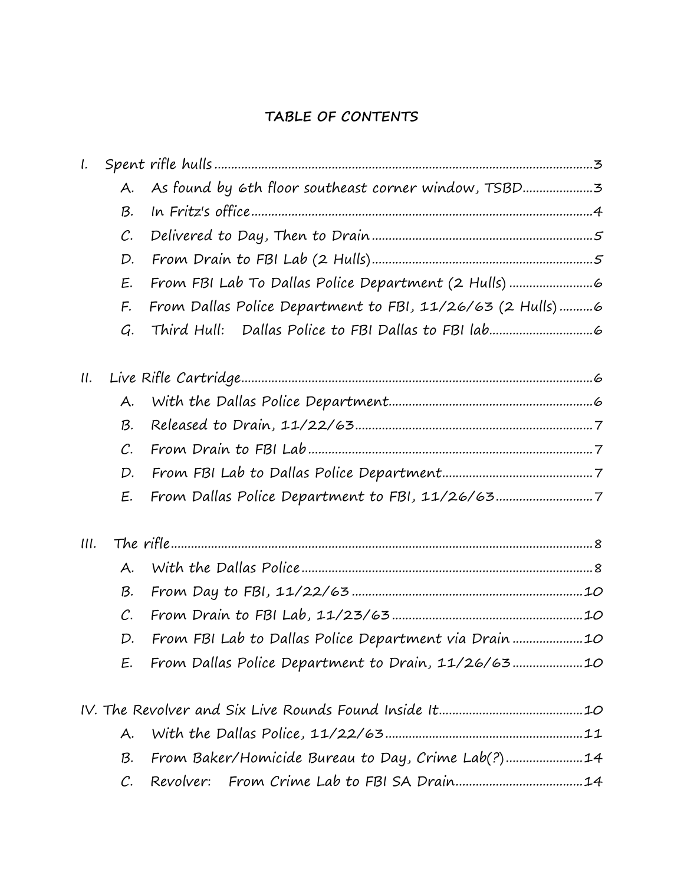# TABLE OF CONTENTS

I. Spent rifle hulls ................................................................................................................3
   - A. As found by 6th floor southeast corner window, TSBD....................3
   - B. In Fritz's office.....................................................................................4
   - C. Delivered to Day, Then to Drain.........................................................5
   - D. From Drain to FBI Lab (2 Hulls).........................................................5
   - E. From FBI Lab To Dallas Police Department (2 Hulls) ........................6
   - F. From Dallas Police Department to FBI, 11/26/63 (2 Hulls) ..........6
   - G. Third Hull: Dallas Police to FBI Dallas to FBI lab...............................6

II. Live Rifle Cartridge........................................................................................................6
   - A. With the Dallas Police Department.....................................................6
   - B. Released to Drain, 11/22/63...............................................................7
   - C. From Drain to FBI Lab ......................................................................7
   - D. From FBI Lab to Dallas Police Department.........................................7
   - E. From Dallas Police Department to FBI, 11/26/63 ...............................7

III. The rifle.......................................................................................................................8
   - A. With the Dallas Police .......................................................................8
   - B. From Day to FBI, 11/22/63 ..............................................................10
   - C. From Drain to FBI Lab, 11/23/63 ....................................................10
   - D. From FBI Lab to Dallas Police Department via Drain ......................10
   - E. From Dallas Police Department to Drain, 11/26/63 .........................10

IV. The Revolver and Six Live Rounds Found Inside It...........................................10
   - A. With the Dallas Police, 11/22/63 .......................................................11
   - B. From Baker/Homicide Bureau to Day, Crime Lab(?).......................14
   - C. Revolver: From Crime Lab to FBI SA Drain.......................................14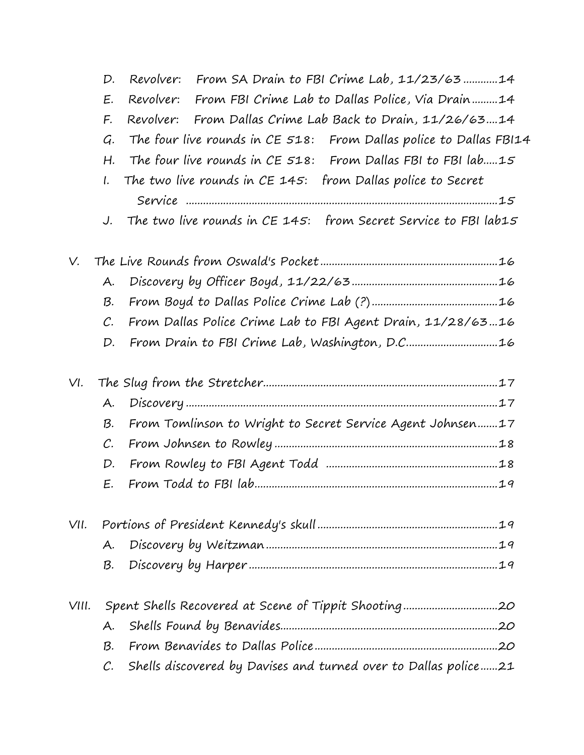- D. Revolver: From SA Drain to FBI Crime Lab, 11/23/63 ............14
- E. Revolver: From FBI Crime Lab to Dallas Police, Via Drain .........14
- F. Revolver: From Dallas Crime Lab Back to Drain, 11/26/63....14
- G. The four live rounds in CE 518: From Dallas police to Dallas FBI14
- H. The four live rounds in CE 518: From Dallas FBI to FBI lab.....15
- I. The two live rounds in CE 145: from Dallas police to Secret Service ............................................................................................15
- J. The two live rounds in CE 145: from Secret Service to FBI lab15

V. The Live Rounds from Oswald's Pocket ............................................................16

- A. Discovery by Officer Boyd, 11/22/63 ..................................................16
- B. From Boyd to Dallas Police Crime Lab (?) ...........................................16
- C. From Dallas Police Crime Lab to FBI Agent Drain, 11/28/63...16
- D. From Drain to FBI Crime Lab, Washington, D.C. ...............................16

VI. The Slug from the Stretcher.................................................................................17

- A. Discovery ...........................................................................................17
- B. From Tomlinson to Wright to Secret Service Agent Johnsen.......17
- C. From Johnsen to Rowley ............................................................18
- D. From Rowley to FBI Agent Todd ............................................................18
- E. From Todd to FBI lab....................................................................................19

VII. Portions of President Kennedy's skull ..............................................................19

- A. Discovery by Weitzman ................................................................................19
- B. Discovery by Harper ......................................................................................19

VIII. Spent Shells Recovered at Scene of Tippit Shooting ................................20

- A. Shells Found by Benavides.........................................................................20
- B. From Benavides to Dallas Police ...............................................................20
- C. Shells discovered by Davises and turned over to Dallas police......21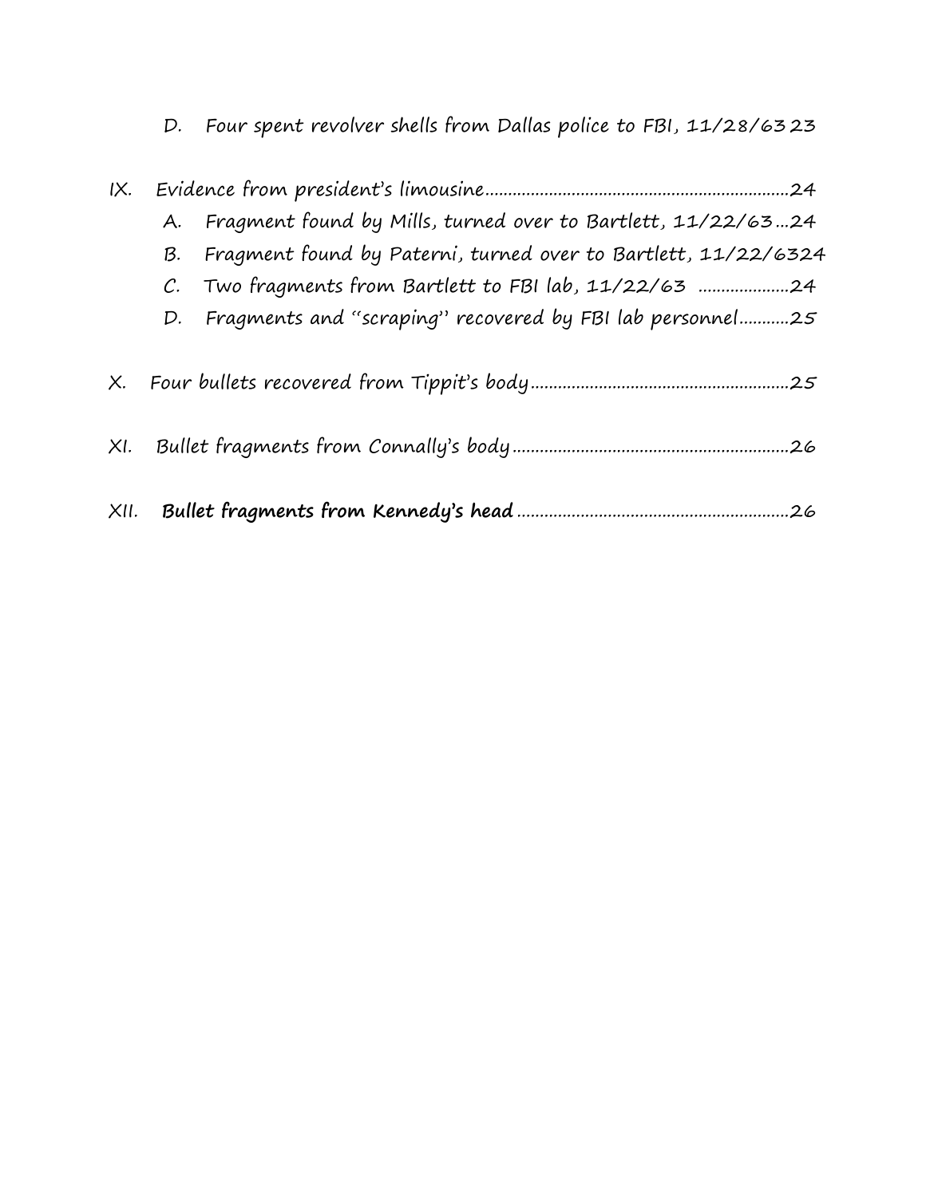D. Four spent revolver shells from Dallas police to FBI, 11/28/63 23

IX. Evidence from president's limousine ........................................................ 24

A. Fragment found by Mills, turned over to Bartlett, 11/22/63 ... 24

B. Fragment found by Paterni, turned over to Bartlett, 11/22/63 24

C. Two fragments from Bartlett to FBI lab, 11/22/63 ..................... 24

D. Fragments and "scraping" recovered by FBI lab personnel ........... 25

X. Four bullets recovered from Tippit's body ........................................................ 25

XI. Bullet fragments from Connally's body ........................................................ 26

XII. **Bullet fragments from Kennedy's head** ........................................................ 26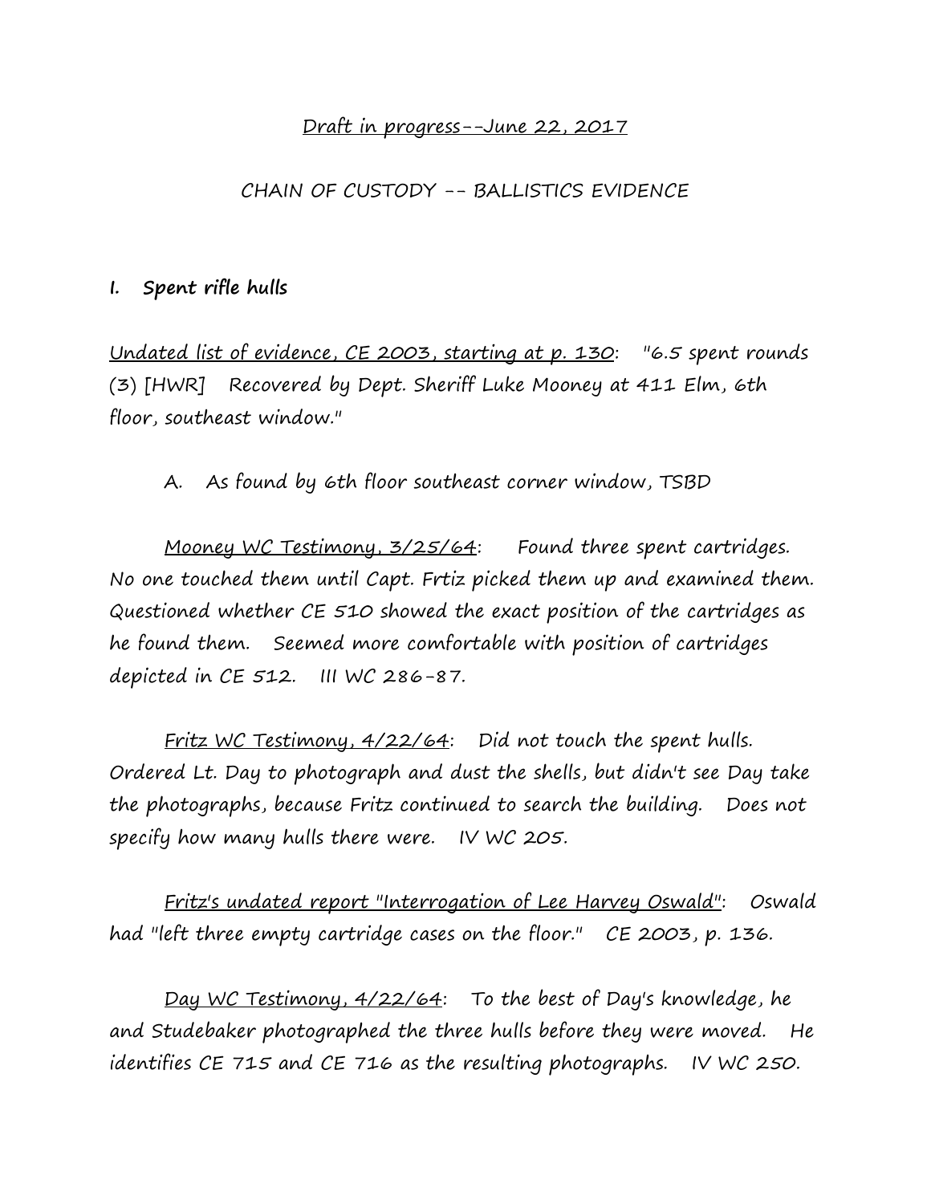<u>Draft in progress--June 22, 2017</u>

CHAIN OF CUSTODY -- BALLISTICS EVIDENCE

## I. Spent rifle hulls

<u>Undated list of evidence, CE 2003, starting at p. 130</u>: "6.5 spent rounds (3) [HWR] Recovered by Dept. Sheriff Luke Mooney at 411 Elm, 6th floor, southeast window."

### A. As found by 6th floor southeast corner window, TSBD

<u>Mooney WC Testimony, 3/25/64</u>: Found three spent cartridges. No one touched them until Capt. Frtiz picked them up and examined them. Questioned whether CE 510 showed the exact position of the cartridges as he found them. Seemed more comfortable with position of cartridges depicted in CE 512. III WC 286-87.

<u>Fritz WC Testimony, 4/22/64</u>: Did not touch the spent hulls. Ordered Lt. Day to photograph and dust the shells, but didn't see Day take the photographs, because Fritz continued to search the building. Does not specify how many hulls there were. IV WC 205.

<u>Fritz's undated report "Interrogation of Lee Harvey Oswald"</u>: Oswald had "left three empty cartridge cases on the floor." CE 2003, p. 136.

<u>Day WC Testimony, 4/22/64</u>: To the best of Day's knowledge, he and Studebaker photographed the three hulls before they were moved. He identifies CE 715 and CE 716 as the resulting photographs. IV WC 250.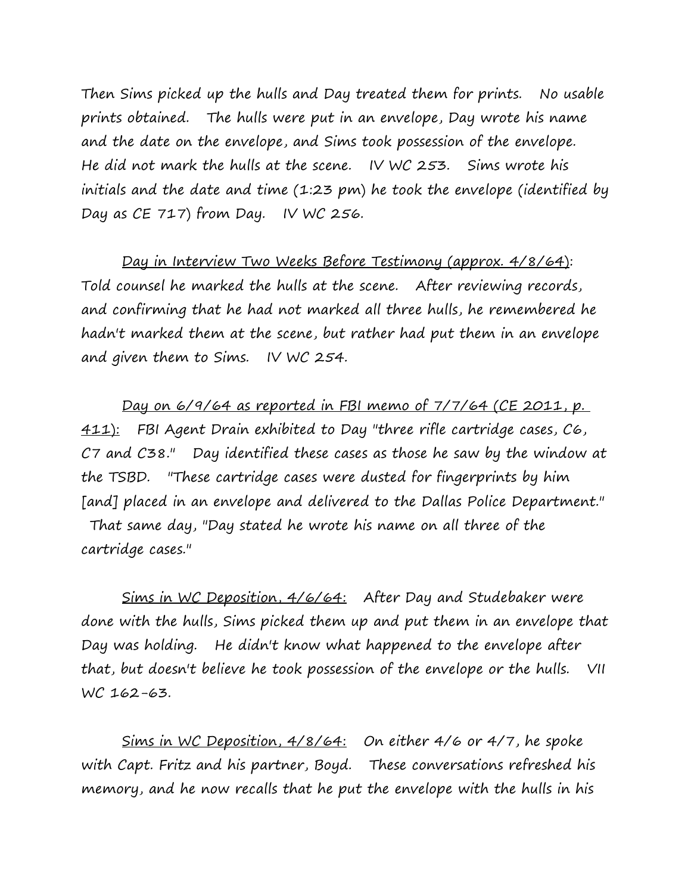Then Sims picked up the hulls and Day treated them for prints. No usable prints obtained. The hulls were put in an envelope, Day wrote his name and the date on the envelope, and Sims took possession of the envelope. He did not mark the hulls at the scene. IV WC 253. Sims wrote his initials and the date and time (1:23 pm) he took the envelope (identified by Day as CE 717) from Day. IV WC 256.

<u>Day in Interview Two Weeks Before Testimony (approx. 4/8/64)</u>: Told counsel he marked the hulls at the scene. After reviewing records, and confirming that he had not marked all three hulls, he remembered he hadn't marked them at the scene, but rather had put them in an envelope and given them to Sims. IV WC 254.

<u>Day on 6/9/64 as reported in FBI memo of 7/7/64 (CE 2011, p. 411):</u> FBI Agent Drain exhibited to Day "three rifle cartridge cases, C6, C7 and C38." Day identified these cases as those he saw by the window at the TSBD. "These cartridge cases were dusted for fingerprints by him [and] placed in an envelope and delivered to the Dallas Police Department." That same day, "Day stated he wrote his name on all three of the cartridge cases."

<u>Sims in WC Deposition, 4/6/64:</u> After Day and Studebaker were done with the hulls, Sims picked them up and put them in an envelope that Day was holding. He didn't know what happened to the envelope after that, but doesn't believe he took possession of the envelope or the hulls. VII WC 162-63.

<u>Sims in WC Deposition, 4/8/64:</u> On either 4/6 or 4/7, he spoke with Capt. Fritz and his partner, Boyd. These conversations refreshed his memory, and he now recalls that he put the envelope with the hulls in his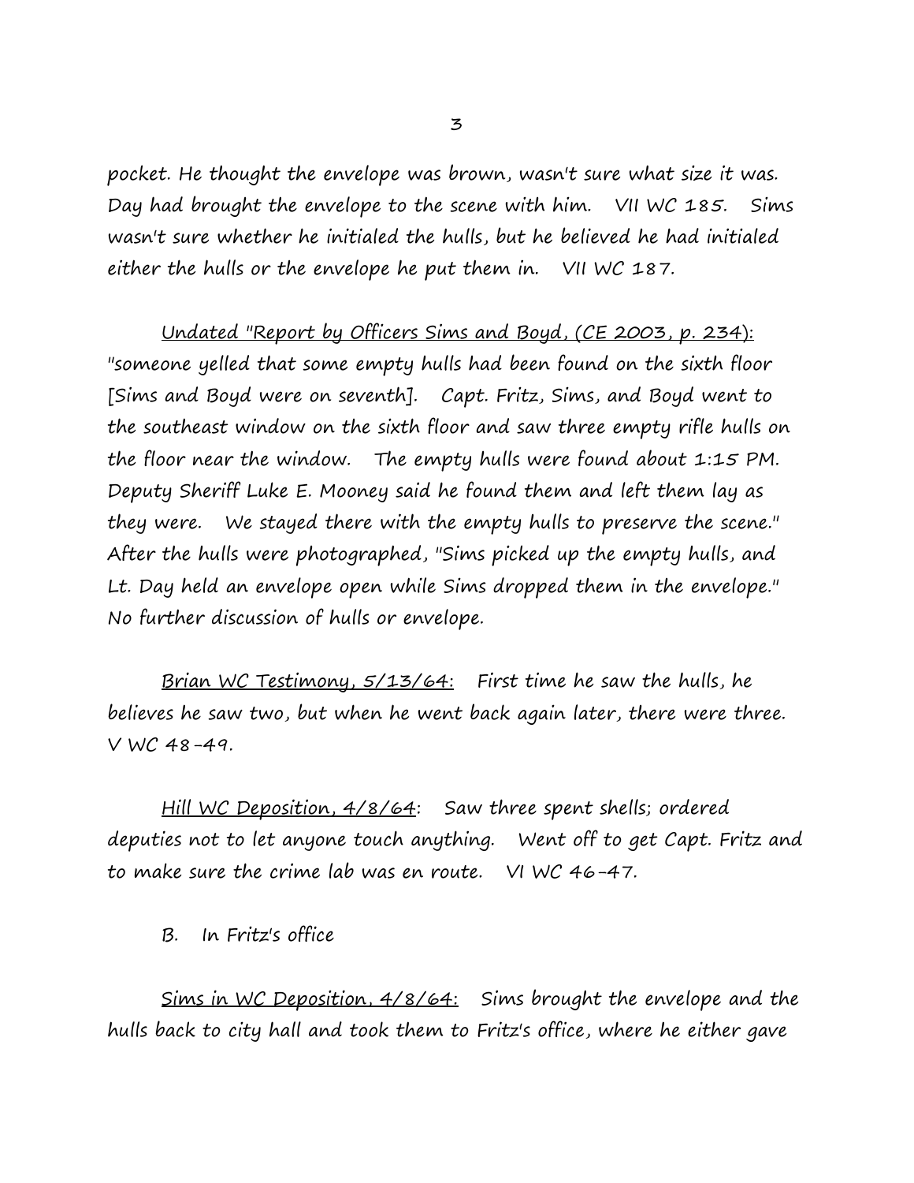pocket. He thought the envelope was brown, wasn't sure what size it was. Day had brought the envelope to the scene with him. VII WC 185. Sims wasn't sure whether he initialed the hulls, but he believed he had initialed either the hulls or the envelope he put them in. VII WC 187.

<u>Undated "Report by Officers Sims and Boyd, (CE 2003, p. 234):</u> "someone yelled that some empty hulls had been found on the sixth floor [Sims and Boyd were on seventh]. Capt. Fritz, Sims, and Boyd went to the southeast window on the sixth floor and saw three empty rifle hulls on the floor near the window. The empty hulls were found about 1:15 PM. Deputy Sheriff Luke E. Mooney said he found them and left them lay as they were. We stayed there with the empty hulls to preserve the scene." After the hulls were photographed, "Sims picked up the empty hulls, and Lt. Day held an envelope open while Sims dropped them in the envelope." No further discussion of hulls or envelope.

<u>Brian WC Testimony, 5/13/64:</u> First time he saw the hulls, he believes he saw two, but when he went back again later, there were three. V WC 48-49.

<u>Hill WC Deposition, 4/8/64</u>: Saw three spent shells; ordered deputies not to let anyone touch anything. Went off to get Capt. Fritz and to make sure the crime lab was en route. VI WC 46-47.

B. In Fritz's office

<u>Sims in WC Deposition, 4/8/64:</u> Sims brought the envelope and the hulls back to city hall and took them to Fritz's office, where he either gave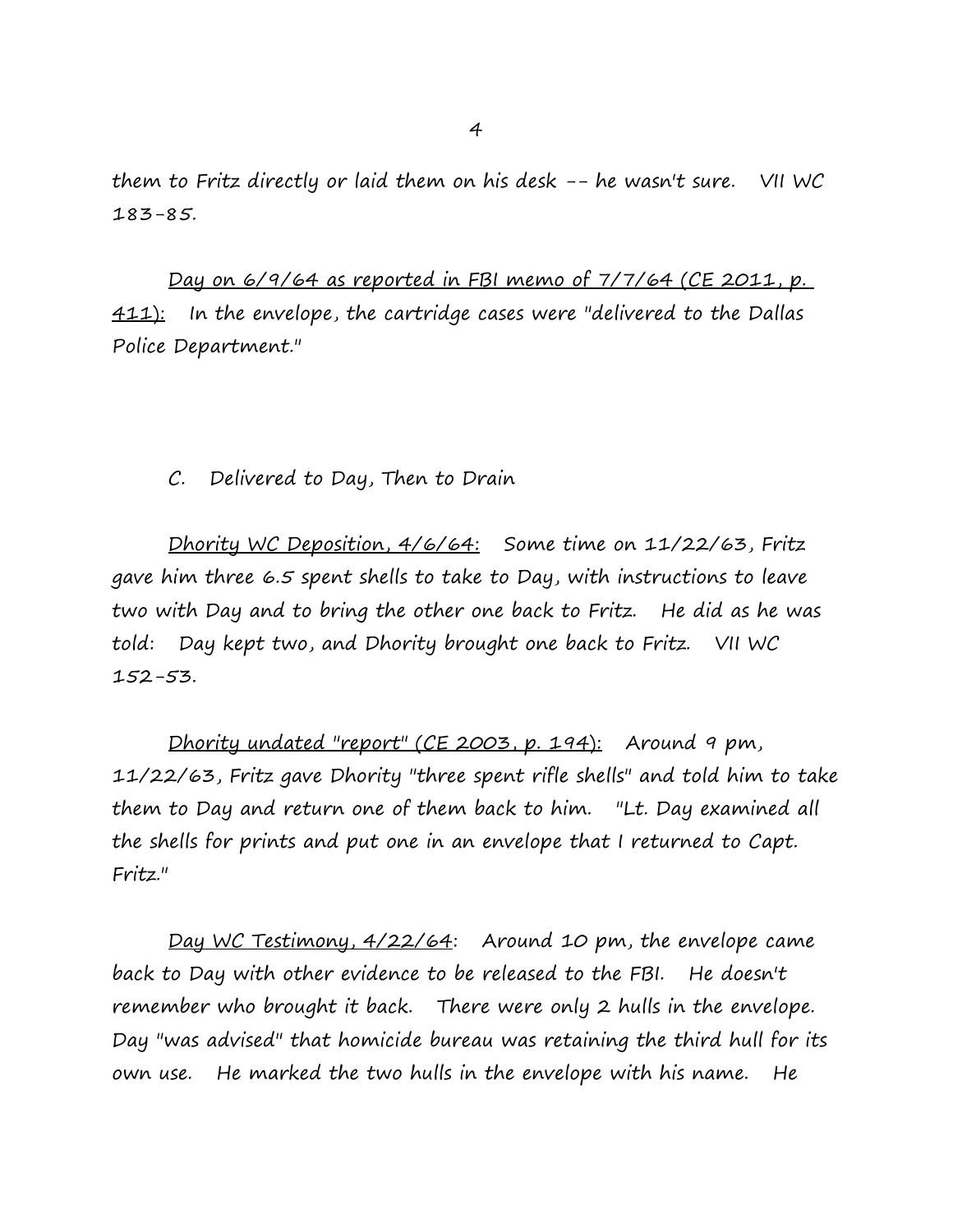them to Fritz directly or laid them on his desk -- he wasn't sure. VII WC 183-85.

Day on 6/9/64 as reported in FBI memo of 7/7/64 (CE 2011, p. 411): In the envelope, the cartridge cases were "delivered to the Dallas Police Department."

C. Delivered to Day, Then to Drain

Dhority WC Deposition, 4/6/64: Some time on 11/22/63, Fritz gave him three 6.5 spent shells to take to Day, with instructions to leave two with Day and to bring the other one back to Fritz. He did as he was told: Day kept two, and Dhority brought one back to Fritz. VII WC 152-53.

Dhority undated "report" (CE 2003, p. 194): Around 9 pm, 11/22/63, Fritz gave Dhority "three spent rifle shells" and told him to take them to Day and return one of them back to him. "Lt. Day examined all the shells for prints and put one in an envelope that I returned to Capt. Fritz."

Day WC Testimony, 4/22/64: Around 10 pm, the envelope came back to Day with other evidence to be released to the FBI. He doesn't remember who brought it back. There were only 2 hulls in the envelope. Day "was advised" that homicide bureau was retaining the third hull for its own use. He marked the two hulls in the envelope with his name. He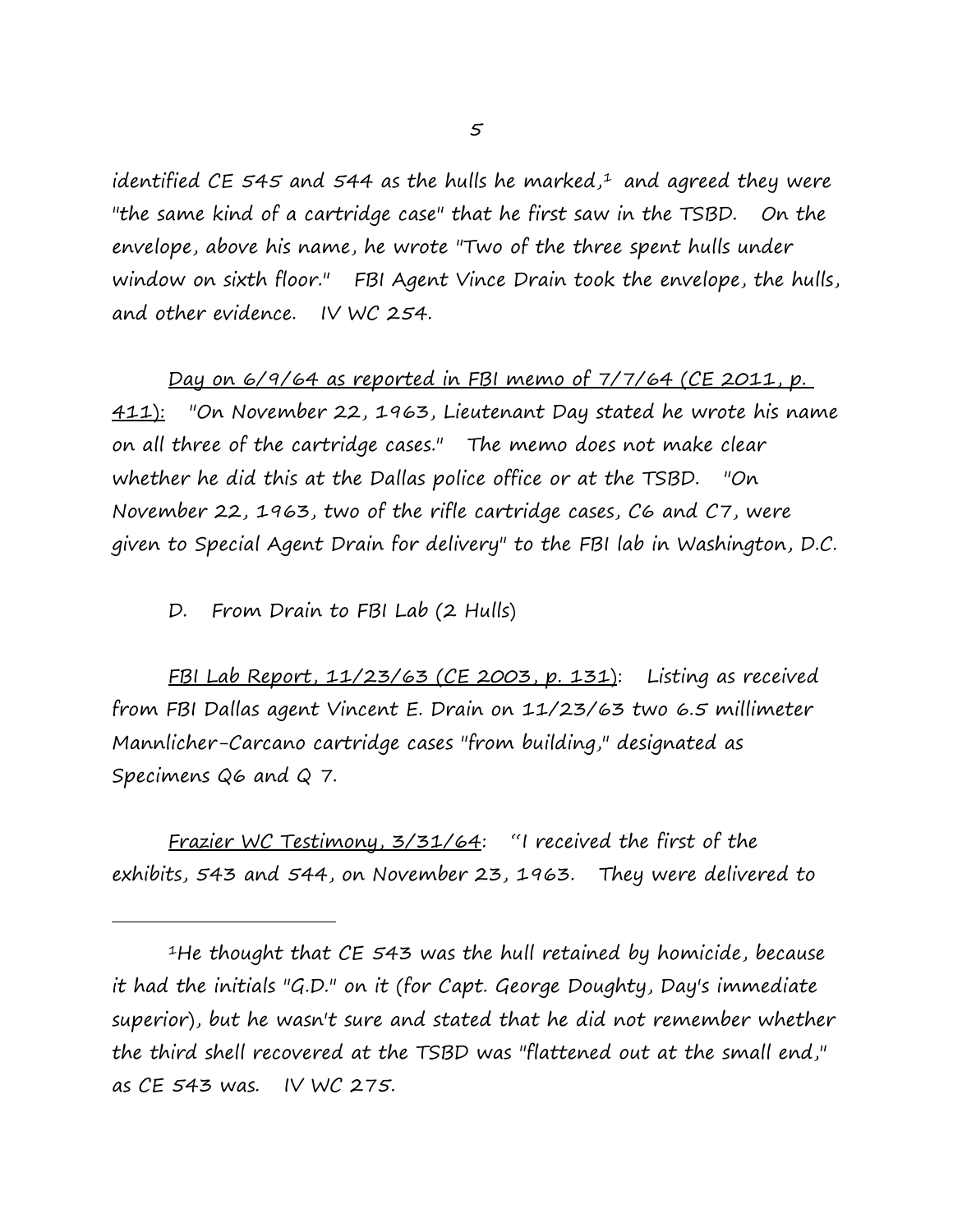identified CE 545 and 544 as the hulls he marked,[1] and agreed they were "the same kind of a cartridge case" that he first saw in the TSBD. On the envelope, above his name, he wrote "Two of the three spent hulls under window on sixth floor." FBI Agent Vince Drain took the envelope, the hulls, and other evidence. IV WC 254.

<u>Day on 6/9/64 as reported in FBI memo of 7/7/64 (CE 2011, p. 411):</u> "On November 22, 1963, Lieutenant Day stated he wrote his name on all three of the cartridge cases." The memo does not make clear whether he did this at the Dallas police office or at the TSBD. "On November 22, 1963, two of the rifle cartridge cases, C6 and C7, were given to Special Agent Drain for delivery" to the FBI lab in Washington, D.C.

D. From Drain to FBI Lab (2 Hulls)

<u>FBI Lab Report, 11/23/63 (CE 2003, p. 131)</u>: Listing as received from FBI Dallas agent Vincent E. Drain on 11/23/63 two 6.5 millimeter Mannlicher-Carcano cartridge cases "from building," designated as Specimens Q6 and Q 7.

<u>Frazier WC Testimony, 3/31/64</u>: "I received the first of the exhibits, 543 and 544, on November 23, 1963. They were delivered to

---

[1]He thought that CE 543 was the hull retained by homicide, because it had the initials "G.D." on it (for Capt. George Doughty, Day's immediate superior), but he wasn't sure and stated that he did not remember whether the third shell recovered at the TSBD was "flattened out at the small end," as CE 543 was. IV WC 275.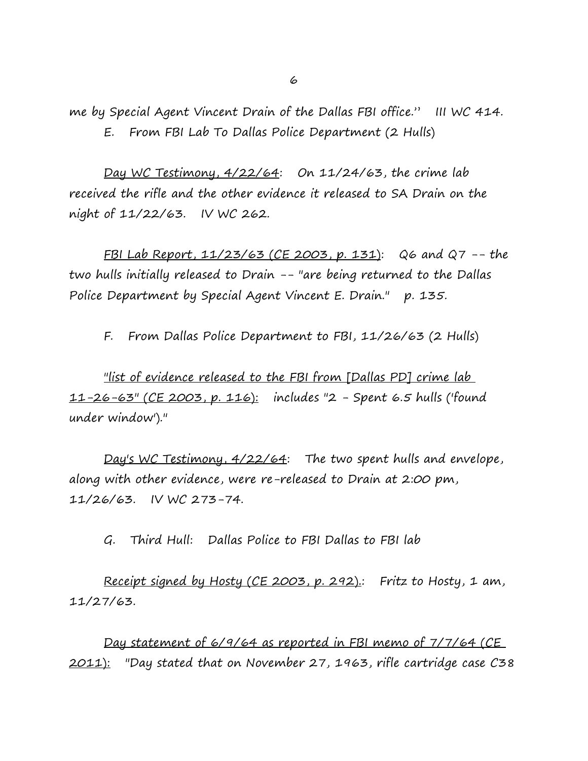me by Special Agent Vincent Drain of the Dallas FBI office.'' III WC 414.

E. From FBI Lab To Dallas Police Department (2 Hulls)

<u>Day WC Testimony, 4/22/64</u>: On 11/24/63, the crime lab received the rifle and the other evidence it released to SA Drain on the night of 11/22/63. IV WC 262.

<u>FBI Lab Report, 11/23/63 (CE 2003, p. 131)</u>: Q6 and Q7 -- the two hulls initially released to Drain -- "are being returned to the Dallas Police Department by Special Agent Vincent E. Drain." p. 135.

F. From Dallas Police Department to FBI, 11/26/63 (2 Hulls)

<u>"list of evidence released to the FBI from [Dallas PD] crime lab 11-26-63" (CE 2003, p. 116):</u> includes "2 - Spent 6.5 hulls ('found under window')."

<u>Day's WC Testimony, 4/22/64</u>: The two spent hulls and envelope, along with other evidence, were re-released to Drain at 2:00 pm, 11/26/63. IV WC 273-74.

G. Third Hull: Dallas Police to FBI Dallas to FBI lab

<u>Receipt signed by Hosty (CE 2003, p. 292).</u>: Fritz to Hosty, 1 am, 11/27/63.

<u>Day statement of 6/9/64 as reported in FBI memo of 7/7/64 (CE 2011):</u> "Day stated that on November 27, 1963, rifle cartridge case C38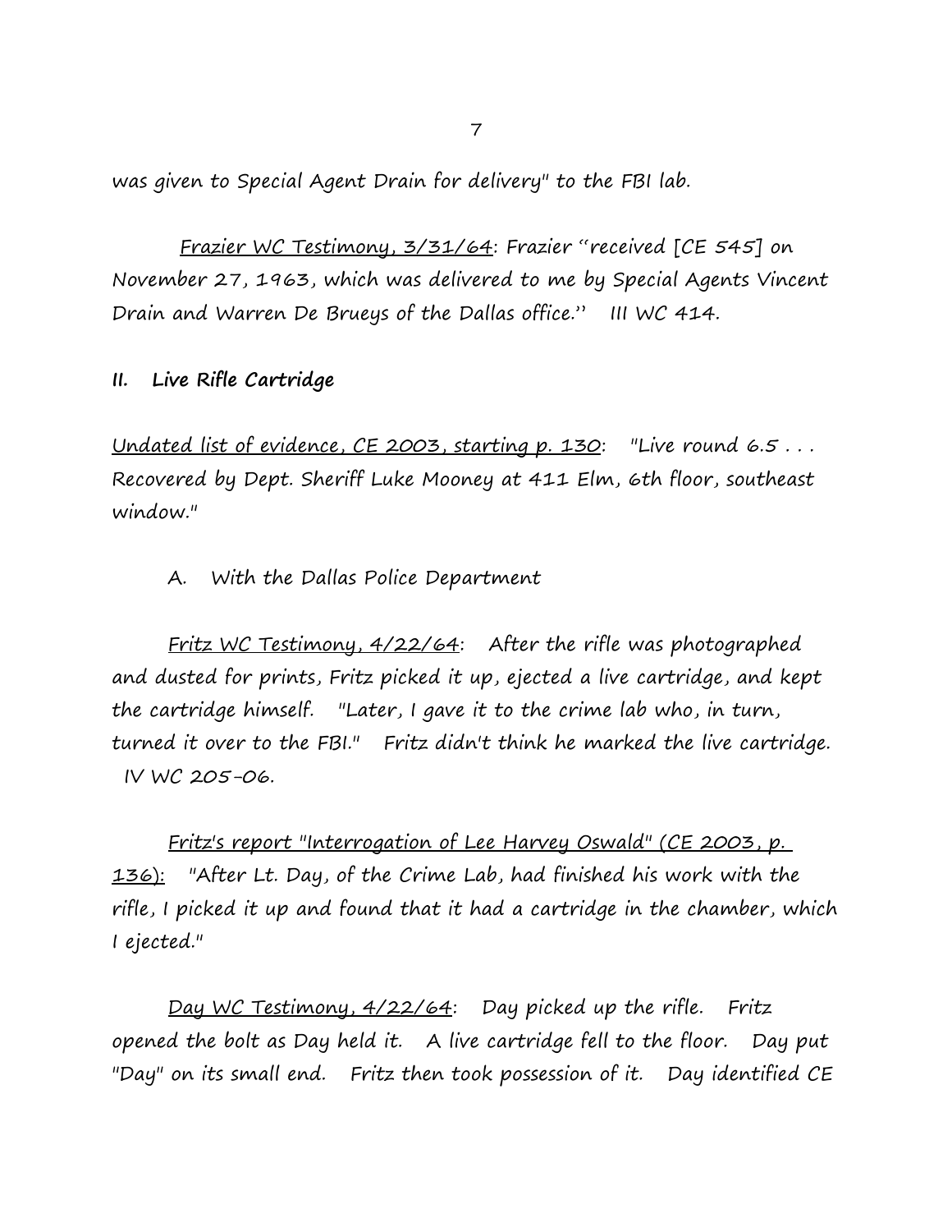was given to Special Agent Drain for delivery" to the FBI lab.

<u>Frazier WC Testimony, 3/31/64</u>: Frazier "received [CE 545] on November 27, 1963, which was delivered to me by Special Agents Vincent Drain and Warren De Brueys of the Dallas office." III WC 414.

**II. Live Rifle Cartridge**

<u>Undated list of evidence, CE 2003, starting p. 130</u>: "Live round 6.5 . . . Recovered by Dept. Sheriff Luke Mooney at 411 Elm, 6th floor, southeast window."

A. With the Dallas Police Department

<u>Fritz WC Testimony, 4/22/64</u>: After the rifle was photographed and dusted for prints, Fritz picked it up, ejected a live cartridge, and kept the cartridge himself. "Later, I gave it to the crime lab who, in turn, turned it over to the FBI." Fritz didn't think he marked the live cartridge. IV WC 205-06.

<u>Fritz's report "Interrogation of Lee Harvey Oswald" (CE 2003, p. 136):</u> "After Lt. Day, of the Crime Lab, had finished his work with the rifle, I picked it up and found that it had a cartridge in the chamber, which I ejected."

<u>Day WC Testimony, 4/22/64</u>: Day picked up the rifle. Fritz opened the bolt as Day held it. A live cartridge fell to the floor. Day put "Day" on its small end. Fritz then took possession of it. Day identified CE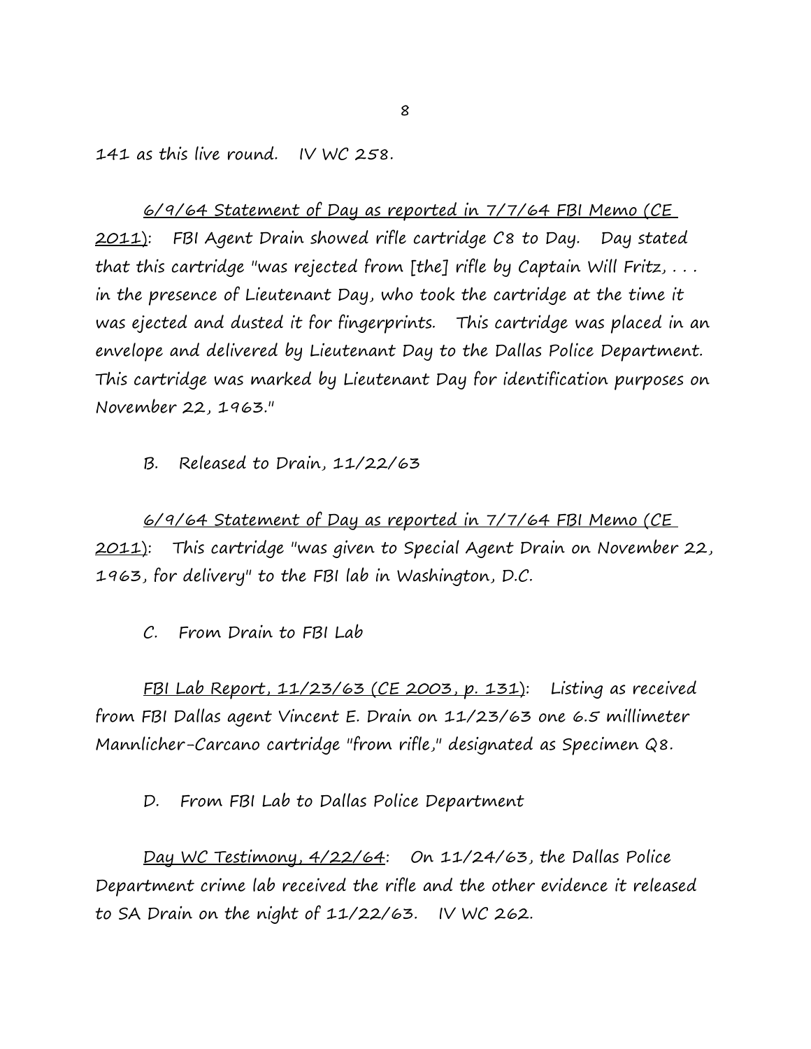141 as this live round. IV WC 258.

<u>6/9/64 Statement of Day as reported in 7/7/64 FBI Memo (CE 2011)</u>: FBI Agent Drain showed rifle cartridge C8 to Day. Day stated that this cartridge "was rejected from [the] rifle by Captain Will Fritz, . . . in the presence of Lieutenant Day, who took the cartridge at the time it was ejected and dusted it for fingerprints. This cartridge was placed in an envelope and delivered by Lieutenant Day to the Dallas Police Department. This cartridge was marked by Lieutenant Day for identification purposes on November 22, 1963."

B. Released to Drain, 11/22/63

<u>6/9/64 Statement of Day as reported in 7/7/64 FBI Memo (CE 2011)</u>: This cartridge "was given to Special Agent Drain on November 22, 1963, for delivery" to the FBI lab in Washington, D.C.

C. From Drain to FBI Lab

<u>FBI Lab Report, 11/23/63 (CE 2003, p. 131)</u>: Listing as received from FBI Dallas agent Vincent E. Drain on 11/23/63 one 6.5 millimeter Mannlicher-Carcano cartridge "from rifle," designated as Specimen Q8.

D. From FBI Lab to Dallas Police Department

<u>Day WC Testimony, 4/22/64</u>: On 11/24/63, the Dallas Police Department crime lab received the rifle and the other evidence it released to SA Drain on the night of 11/22/63. IV WC 262.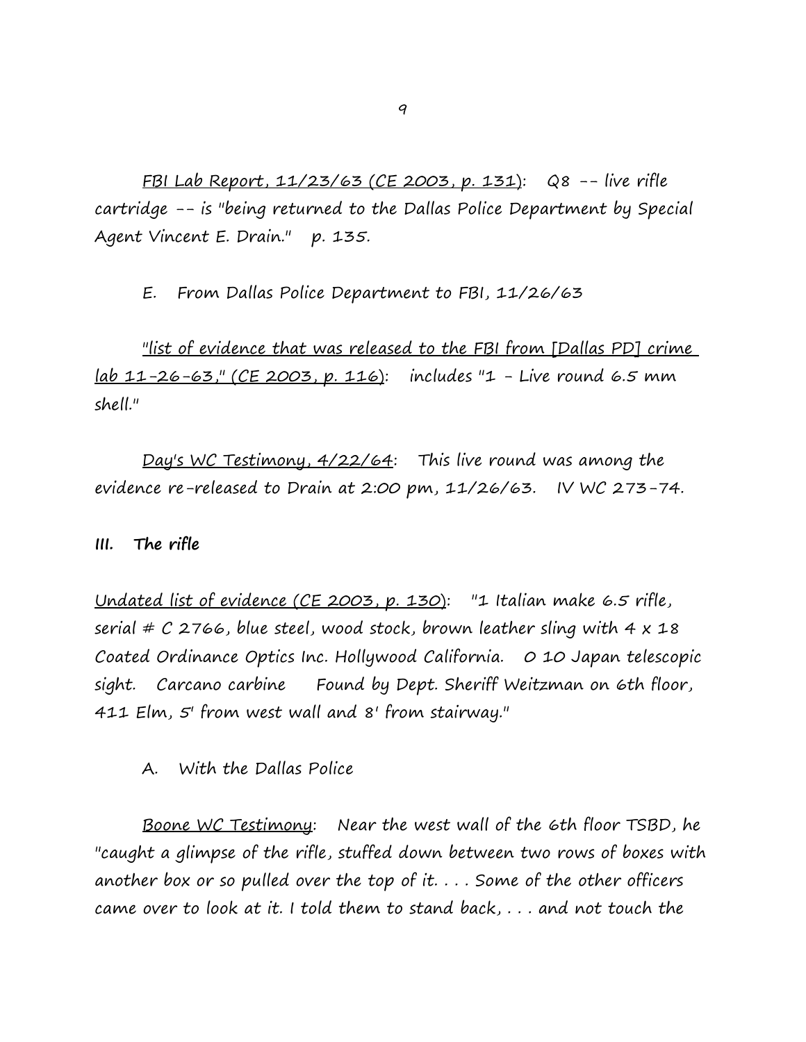<u>FBI Lab Report, 11/23/63 (CE 2003, p. 131)</u>: Q8 -- live rifle cartridge -- is "being returned to the Dallas Police Department by Special Agent Vincent E. Drain." p. 135.

E. From Dallas Police Department to FBI, 11/26/63

<u>"list of evidence that was released to the FBI from [Dallas PD] crime lab 11-26-63," (CE 2003, p. 116)</u>: includes "1 - Live round 6.5 mm shell."

<u>Day's WC Testimony, 4/22/64</u>: This live round was among the evidence re-released to Drain at 2:00 pm, 11/26/63. IV WC 273-74.

## III. The rifle

<u>Undated list of evidence (CE 2003, p. 130)</u>: "1 Italian make 6.5 rifle, serial # C 2766, blue steel, wood stock, brown leather sling with 4 x 18 Coated Ordinance Optics Inc. Hollywood California. O 10 Japan telescopic sight. Carcano carbine Found by Dept. Sheriff Weitzman on 6th floor, 411 Elm, 5' from west wall and 8' from stairway."

A. With the Dallas Police

<u>Boone WC Testimony</u>: Near the west wall of the 6th floor TSBD, he "caught a glimpse of the rifle, stuffed down between two rows of boxes with another box or so pulled over the top of it. . . . Some of the other officers came over to look at it. I told them to stand back, . . . and not touch the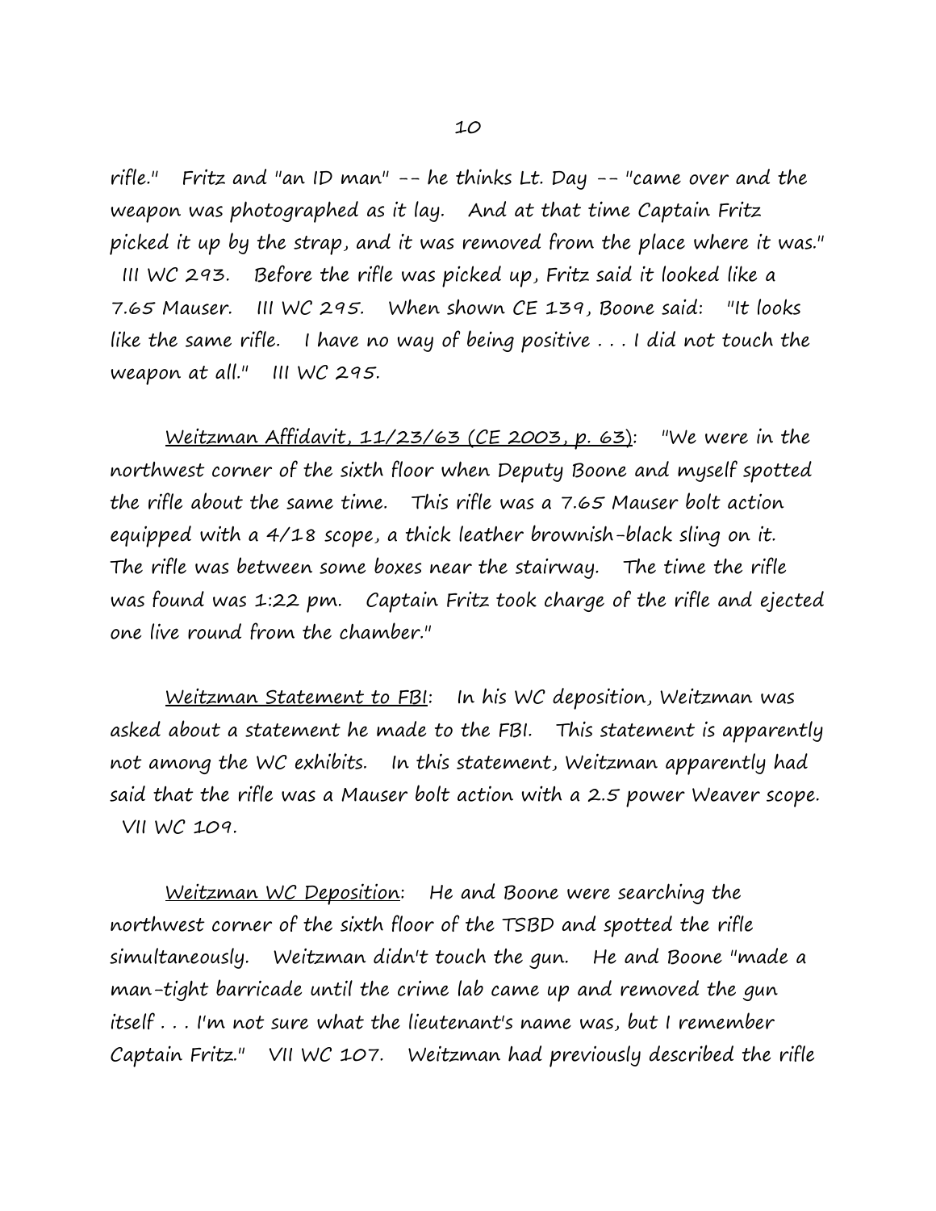rifle." Fritz and "an ID man" -- he thinks Lt. Day -- "came over and the weapon was photographed as it lay. And at that time Captain Fritz picked it up by the strap, and it was removed from the place where it was." III WC 293. Before the rifle was picked up, Fritz said it looked like a 7.65 Mauser. III WC 295. When shown CE 139, Boone said: "It looks like the same rifle. I have no way of being positive . . . I did not touch the weapon at all." III WC 295.

<u>Weitzman Affidavit, 11/23/63 (CE 2003, p. 63)</u>: "We were in the northwest corner of the sixth floor when Deputy Boone and myself spotted the rifle about the same time. This rifle was a 7.65 Mauser bolt action equipped with a 4/18 scope, a thick leather brownish-black sling on it. The rifle was between some boxes near the stairway. The time the rifle was found was 1:22 pm. Captain Fritz took charge of the rifle and ejected one live round from the chamber."

<u>Weitzman Statement to FBI</u>: In his WC deposition, Weitzman was asked about a statement he made to the FBI. This statement is apparently not among the WC exhibits. In this statement, Weitzman apparently had said that the rifle was a Mauser bolt action with a 2.5 power Weaver scope. VII WC 109.

<u>Weitzman WC Deposition</u>: He and Boone were searching the northwest corner of the sixth floor of the TSBD and spotted the rifle simultaneously. Weitzman didn't touch the gun. He and Boone "made a man-tight barricade until the crime lab came up and removed the gun itself . . . I'm not sure what the lieutenant's name was, but I remember Captain Fritz." VII WC 107. Weitzman had previously described the rifle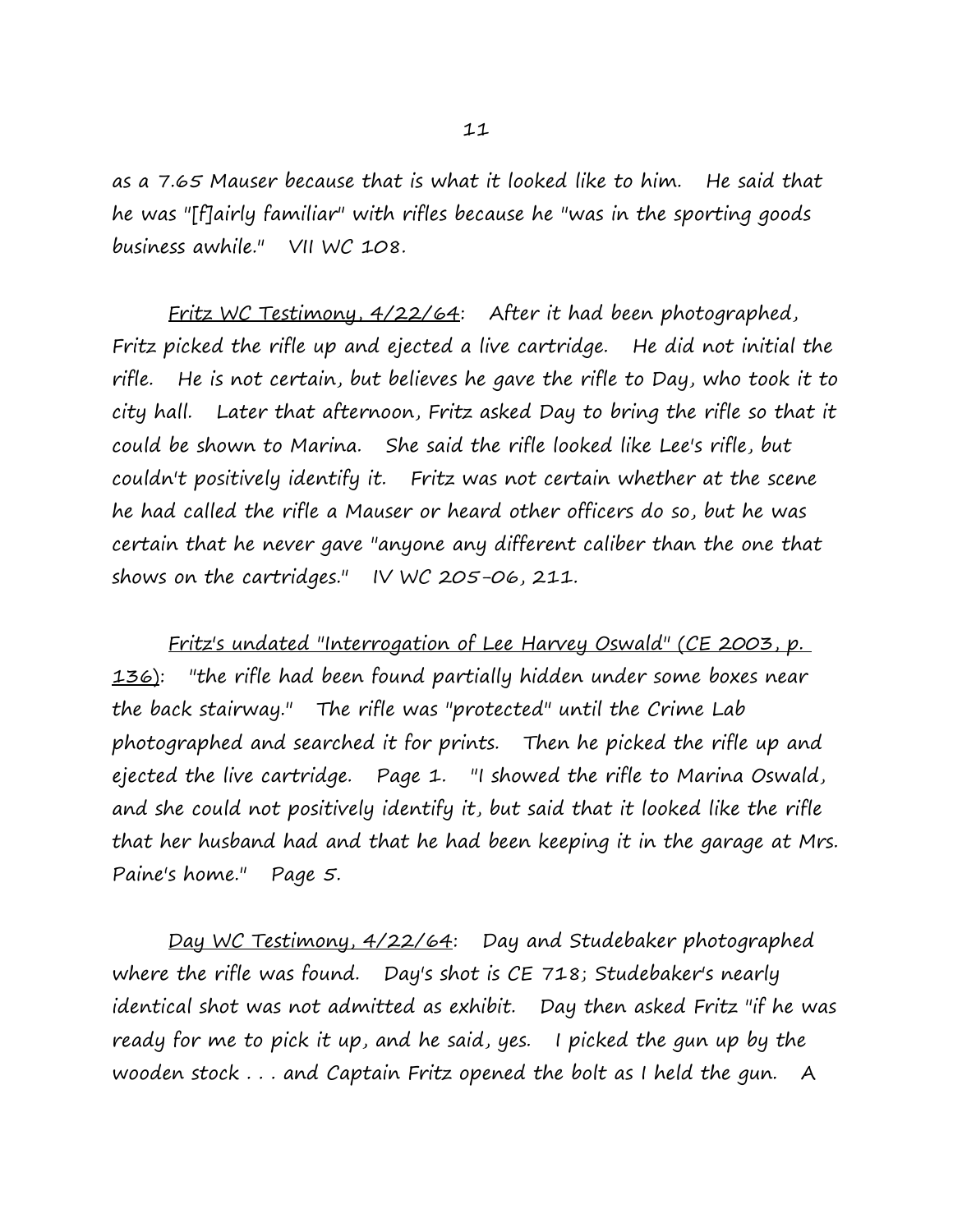as a 7.65 Mauser because that is what it looked like to him. He said that he was "[f]airly familiar" with rifles because he "was in the sporting goods business awhile." VII WC 108.

<u>Fritz WC Testimony, 4/22/64</u>: After it had been photographed, Fritz picked the rifle up and ejected a live cartridge. He did not initial the rifle. He is not certain, but believes he gave the rifle to Day, who took it to city hall. Later that afternoon, Fritz asked Day to bring the rifle so that it could be shown to Marina. She said the rifle looked like Lee's rifle, but couldn't positively identify it. Fritz was not certain whether at the scene he had called the rifle a Mauser or heard other officers do so, but he was certain that he never gave "anyone any different caliber than the one that shows on the cartridges." IV WC 205-06, 211.

<u>Fritz's undated "Interrogation of Lee Harvey Oswald" (CE 2003, p. 136)</u>: "the rifle had been found partially hidden under some boxes near the back stairway." The rifle was "protected" until the Crime Lab photographed and searched it for prints. Then he picked the rifle up and ejected the live cartridge. Page 1. "I showed the rifle to Marina Oswald, and she could not positively identify it, but said that it looked like the rifle that her husband had and that he had been keeping it in the garage at Mrs. Paine's home." Page 5.

<u>Day WC Testimony, 4/22/64</u>: Day and Studebaker photographed where the rifle was found. Day's shot is CE 718; Studebaker's nearly identical shot was not admitted as exhibit. Day then asked Fritz "if he was ready for me to pick it up, and he said, yes. I picked the gun up by the wooden stock . . . and Captain Fritz opened the bolt as I held the gun. A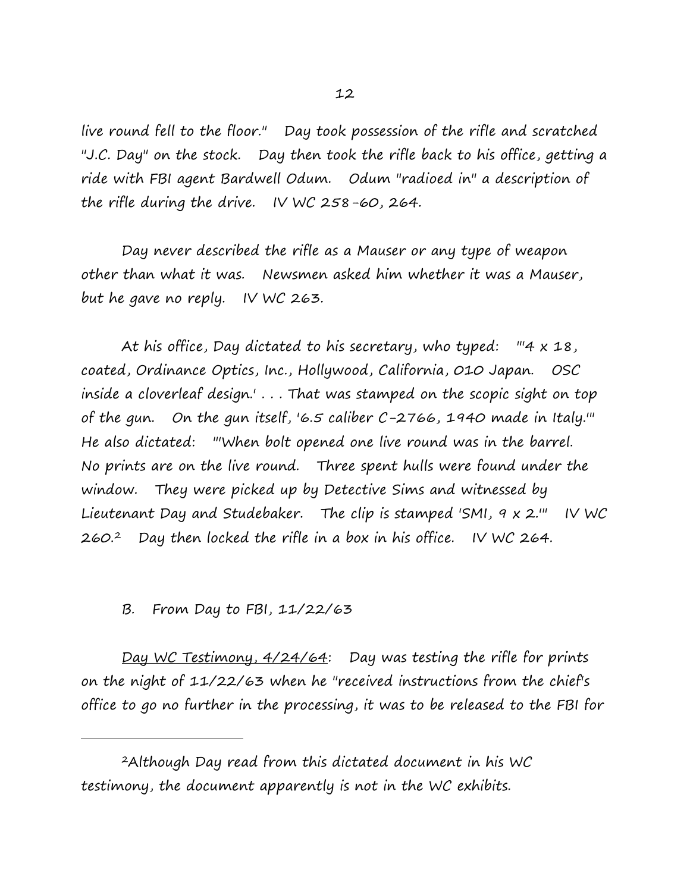live round fell to the floor." Day took possession of the rifle and scratched "J.C. Day" on the stock. Day then took the rifle back to his office, getting a ride with FBI agent Bardwell Odum. Odum "radioed in" a description of the rifle during the drive. IV WC 258-60, 264.

Day never described the rifle as a Mauser or any type of weapon other than what it was. Newsmen asked him whether it was a Mauser, but he gave no reply. IV WC 263.

At his office, Day dictated to his secretary, who typed: "'4 x 18, coated, Ordinance Optics, Inc., Hollywood, California, 010 Japan. OSC inside a cloverleaf design.' . . . That was stamped on the scopic sight on top of the gun. On the gun itself, '6.5 caliber C-2766, 1940 made in Italy.'" He also dictated: "'When bolt opened one live round was in the barrel. No prints are on the live round. Three spent hulls were found under the window. They were picked up by Detective Sims and witnessed by Lieutenant Day and Studebaker. The clip is stamped 'SMI, 9 x 2.'" IV WC 260.[2] Day then locked the rifle in a box in his office. IV WC 264.

B. From Day to FBI, 11/22/63

<u>Day WC Testimony, 4/24/64</u>: Day was testing the rifle for prints on the night of 11/22/63 when he "received instructions from the chief's office to go no further in the processing, it was to be released to the FBI for

---

[2]Although Day read from this dictated document in his WC testimony, the document apparently is not in the WC exhibits.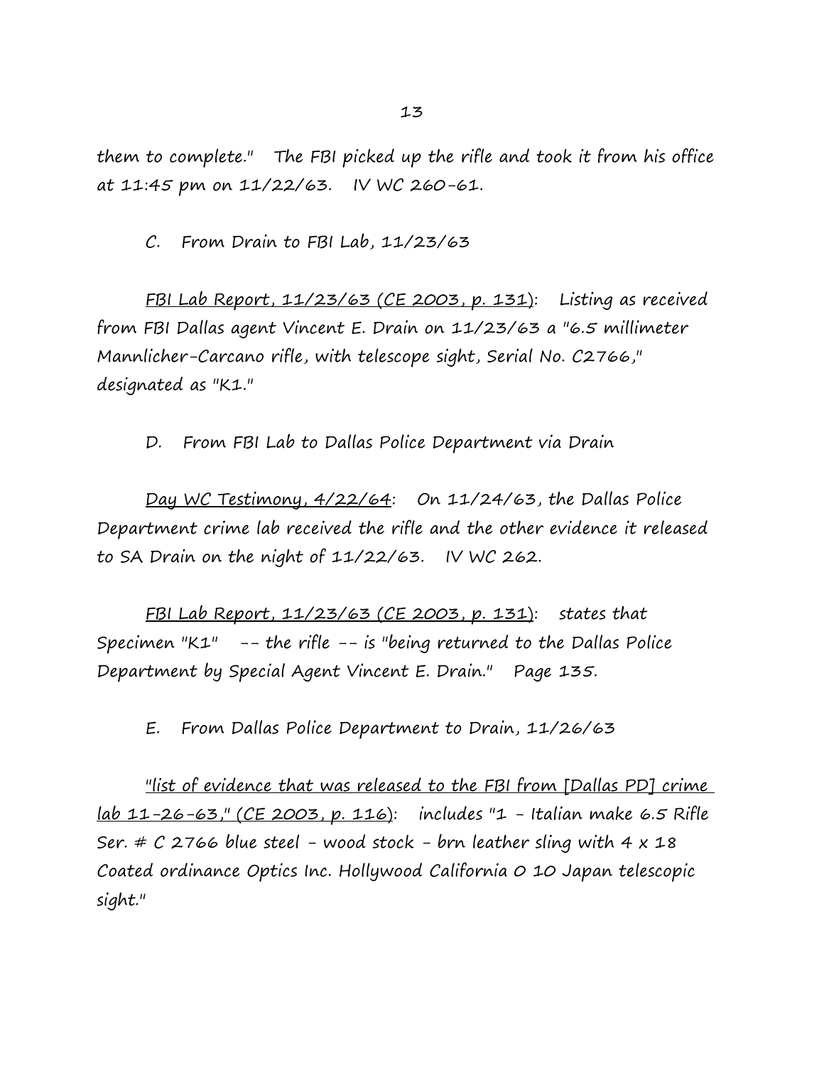them to complete." The FBI picked up the rifle and took it from his office at 11:45 pm on 11/22/63. IV WC 260-61.

C. From Drain to FBI Lab, 11/23/63

<u>FBI Lab Report, 11/23/63 (CE 2003, p. 131)</u>: Listing as received from FBI Dallas agent Vincent E. Drain on 11/23/63 a "6.5 millimeter Mannlicher-Carcano rifle, with telescope sight, Serial No. C2766," designated as "K1."

D. From FBI Lab to Dallas Police Department via Drain

<u>Day WC Testimony, 4/22/64</u>: On 11/24/63, the Dallas Police Department crime lab received the rifle and the other evidence it released to SA Drain on the night of 11/22/63. IV WC 262.

<u>FBI Lab Report, 11/23/63 (CE 2003, p. 131)</u>: states that Specimen "K1" -- the rifle -- is "being returned to the Dallas Police Department by Special Agent Vincent E. Drain." Page 135.

E. From Dallas Police Department to Drain, 11/26/63

<u>"list of evidence that was released to the FBI from [Dallas PD] crime lab 11-26-63," (CE 2003, p. 116)</u>: includes "1 - Italian make 6.5 Rifle Ser. # C 2766 blue steel - wood stock - brn leather sling with 4 x 18 Coated ordinance Optics Inc. Hollywood California 0 10 Japan telescopic sight."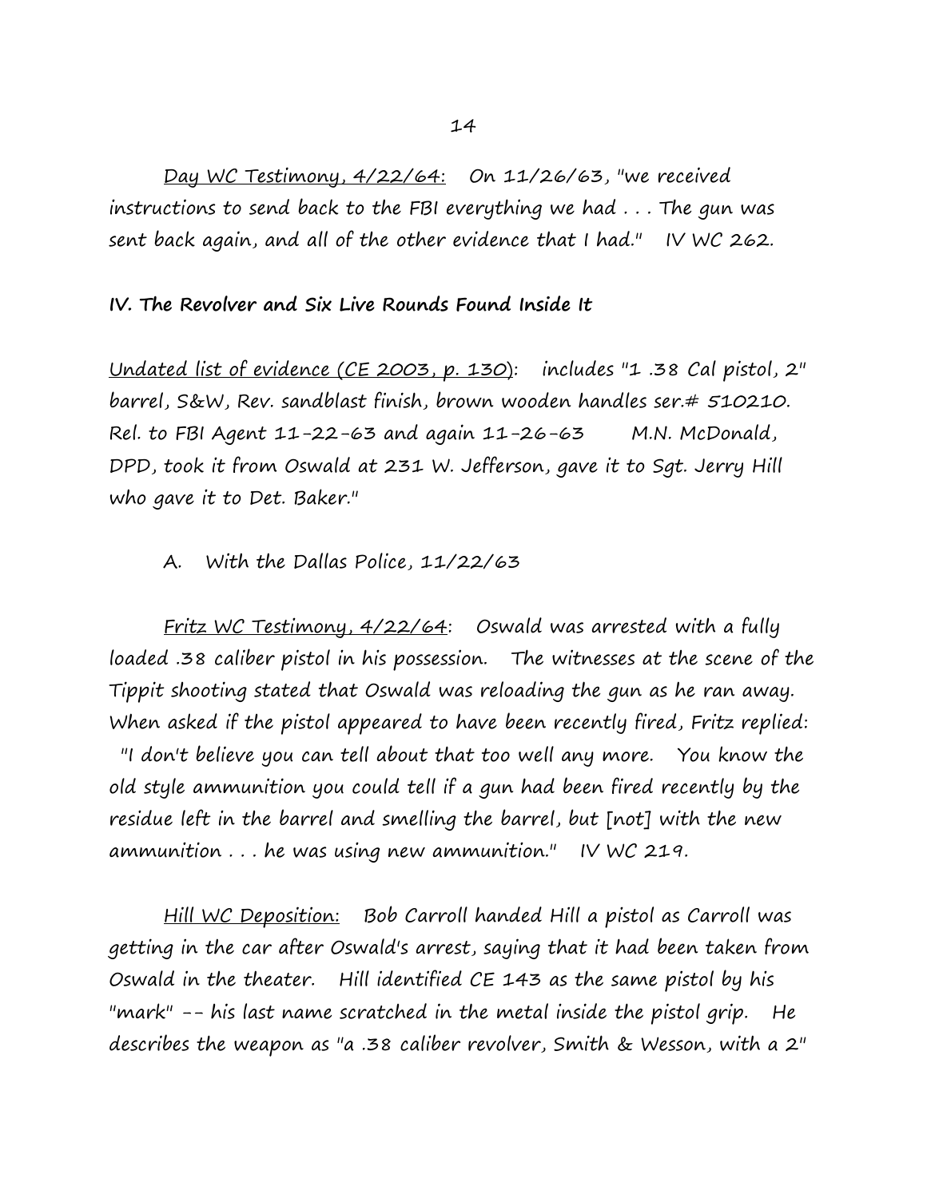<u>Day WC Testimony, 4/22/64:</u> On 11/26/63, "we received instructions to send back to the FBI everything we had . . . The gun was sent back again, and all of the other evidence that I had." IV WC 262.

**IV. The Revolver and Six Live Rounds Found Inside It**

<u>Undated list of evidence (CE 2003, p. 130)</u>: includes "1 .38 Cal pistol, 2" barrel, S&W, Rev. sandblast finish, brown wooden handles ser.# 510210. Rel. to FBI Agent 11-22-63 and again 11-26-63 M.N. McDonald, DPD, took it from Oswald at 231 W. Jefferson, gave it to Sgt. Jerry Hill who gave it to Det. Baker."

A. With the Dallas Police, 11/22/63

<u>Fritz WC Testimony, 4/22/64</u>: Oswald was arrested with a fully loaded .38 caliber pistol in his possession. The witnesses at the scene of the Tippit shooting stated that Oswald was reloading the gun as he ran away. When asked if the pistol appeared to have been recently fired, Fritz replied: "I don't believe you can tell about that too well any more. You know the old style ammunition you could tell if a gun had been fired recently by the residue left in the barrel and smelling the barrel, but [not] with the new ammunition . . . he was using new ammunition." IV WC 219.

<u>Hill WC Deposition:</u> Bob Carroll handed Hill a pistol as Carroll was getting in the car after Oswald's arrest, saying that it had been taken from Oswald in the theater. Hill identified CE 143 as the same pistol by his "mark" -- his last name scratched in the metal inside the pistol grip. He describes the weapon as "a .38 caliber revolver, Smith & Wesson, with a 2"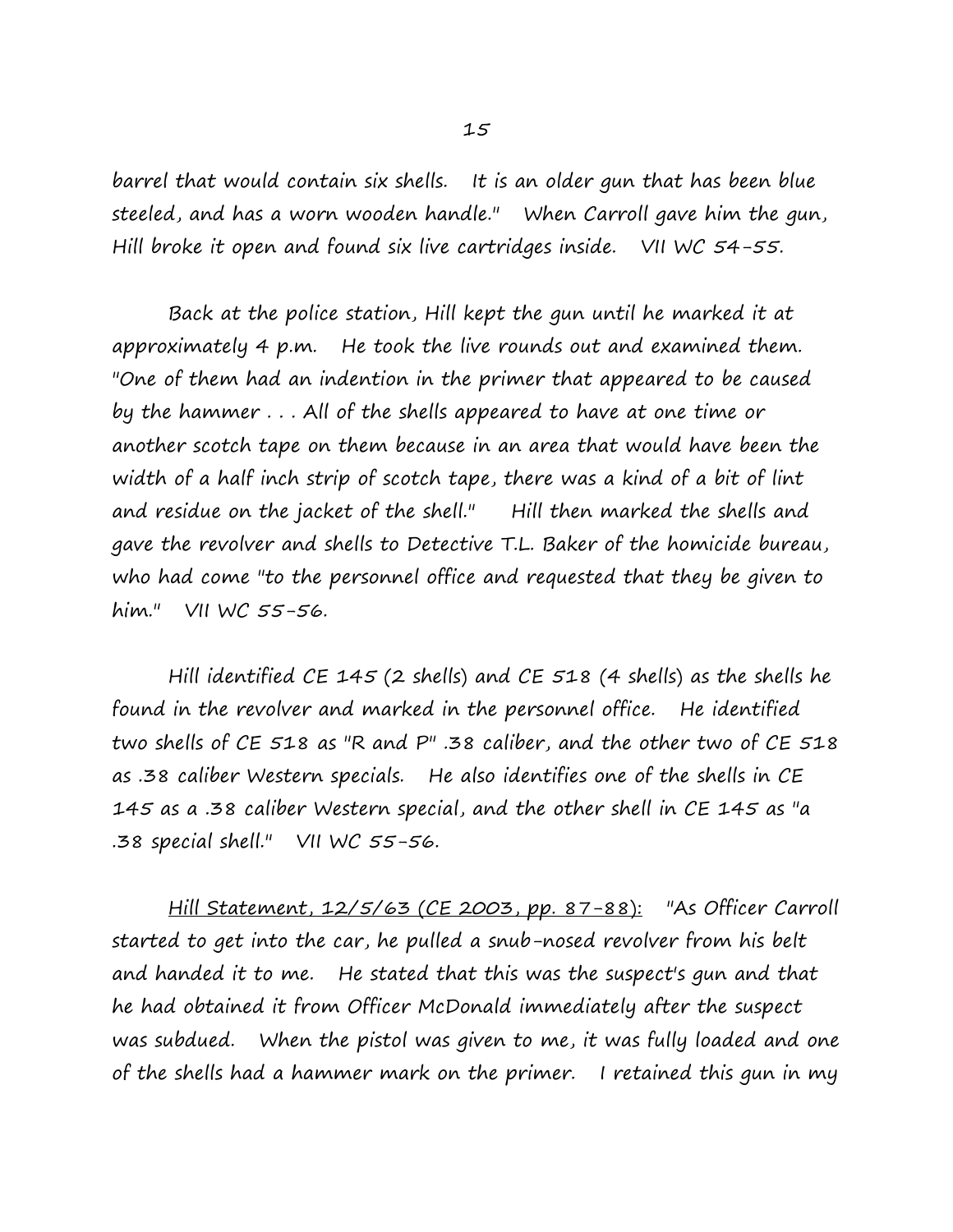barrel that would contain six shells. It is an older gun that has been blue steeled, and has a worn wooden handle." When Carroll gave him the gun, Hill broke it open and found six live cartridges inside. VII WC 54-55.

Back at the police station, Hill kept the gun until he marked it at approximately 4 p.m. He took the live rounds out and examined them. "One of them had an indention in the primer that appeared to be caused by the hammer . . . All of the shells appeared to have at one time or another scotch tape on them because in an area that would have been the width of a half inch strip of scotch tape, there was a kind of a bit of lint and residue on the jacket of the shell." Hill then marked the shells and gave the revolver and shells to Detective T.L. Baker of the homicide bureau, who had come "to the personnel office and requested that they be given to him." VII WC 55-56.

Hill identified CE 145 (2 shells) and CE 518 (4 shells) as the shells he found in the revolver and marked in the personnel office. He identified two shells of CE 518 as "R and P" .38 caliber, and the other two of CE 518 as .38 caliber Western specials. He also identifies one of the shells in CE 145 as a .38 caliber Western special, and the other shell in CE 145 as "a .38 special shell." VII WC 55-56.

<u>Hill Statement, 12/5/63 (CE 2003, pp. 87-88):</u> "As Officer Carroll started to get into the car, he pulled a snub-nosed revolver from his belt and handed it to me. He stated that this was the suspect's gun and that he had obtained it from Officer McDonald immediately after the suspect was subdued. When the pistol was given to me, it was fully loaded and one of the shells had a hammer mark on the primer. I retained this gun in my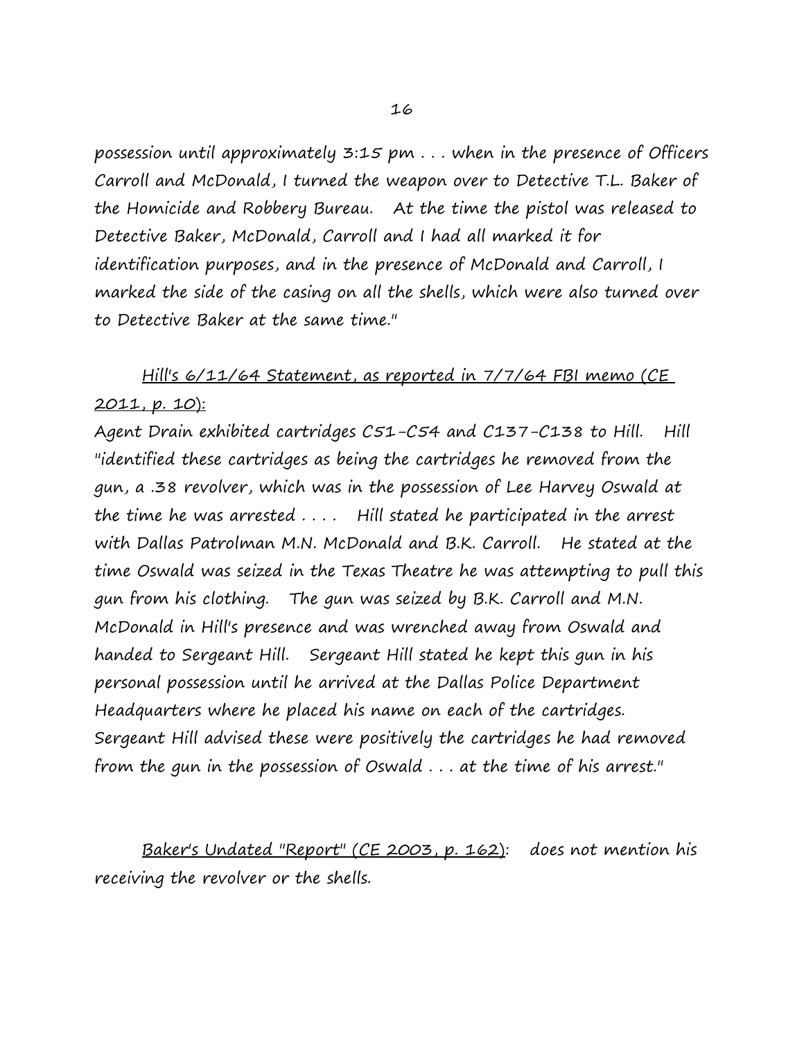possession until approximately 3:15 pm . . . when in the presence of Officers Carroll and McDonald, I turned the weapon over to Detective T.L. Baker of the Homicide and Robbery Bureau. At the time the pistol was released to Detective Baker, McDonald, Carroll and I had all marked it for identification purposes, and in the presence of McDonald and Carroll, I marked the side of the casing on all the shells, which were also turned over to Detective Baker at the same time."

<u>Hill's 6/11/64 Statement, as reported in 7/7/64 FBI memo (CE 2011, p. 10):</u>

Agent Drain exhibited cartridges C51-C54 and C137-C138 to Hill. Hill "identified these cartridges as being the cartridges he removed from the gun, a .38 revolver, which was in the possession of Lee Harvey Oswald at the time he was arrested . . . . Hill stated he participated in the arrest with Dallas Patrolman M.N. McDonald and B.K. Carroll. He stated at the time Oswald was seized in the Texas Theatre he was attempting to pull this gun from his clothing. The gun was seized by B.K. Carroll and M.N. McDonald in Hill's presence and was wrenched away from Oswald and handed to Sergeant Hill. Sergeant Hill stated he kept this gun in his personal possession until he arrived at the Dallas Police Department Headquarters where he placed his name on each of the cartridges. Sergeant Hill advised these were positively the cartridges he had removed from the gun in the possession of Oswald . . . at the time of his arrest."

<u>Baker's Undated "Report" (CE 2003, p. 162)</u>: does not mention his receiving the revolver or the shells.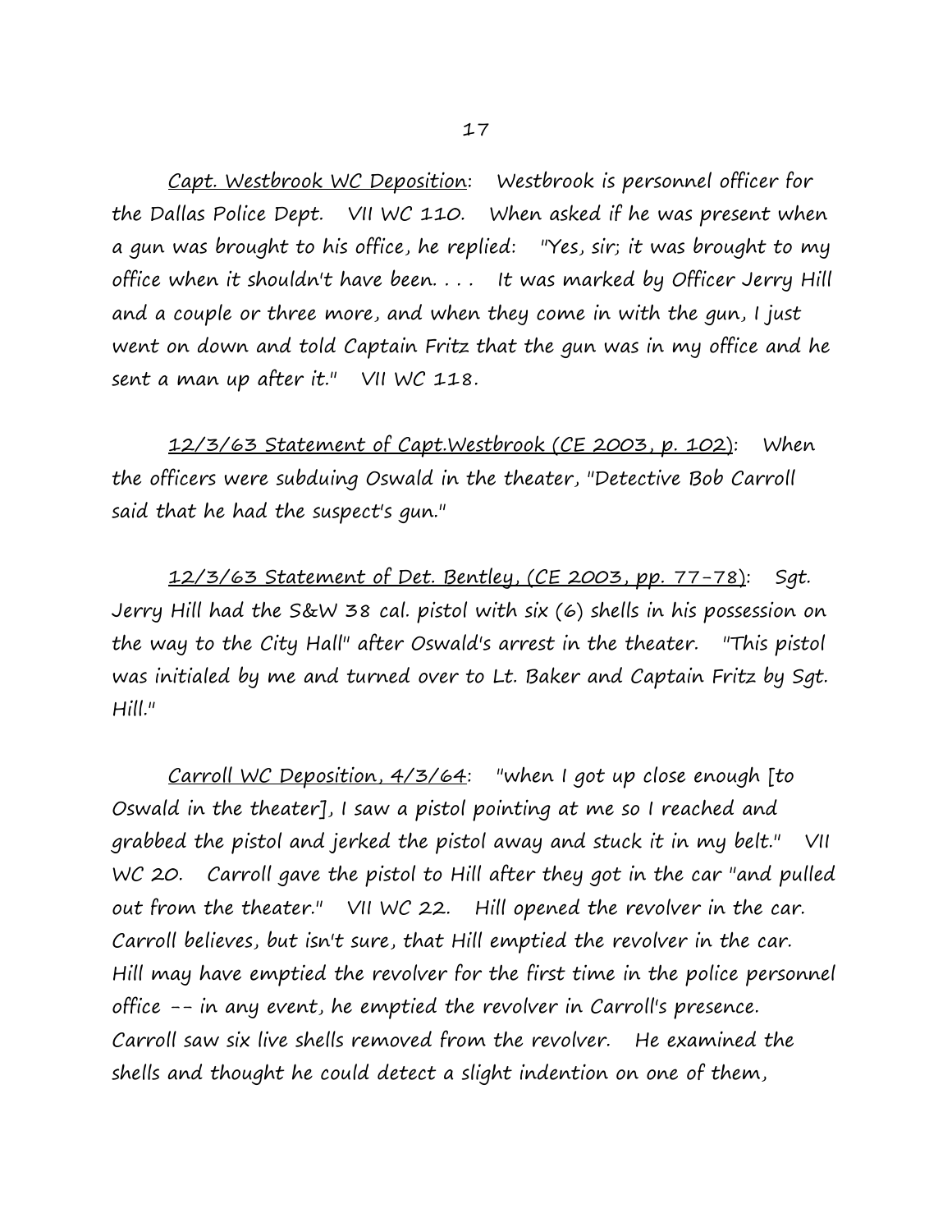<u>Capt. Westbrook WC Deposition</u>: Westbrook is personnel officer for the Dallas Police Dept. VII WC 110. When asked if he was present when a gun was brought to his office, he replied: "Yes, sir; it was brought to my office when it shouldn't have been. . . . It was marked by Officer Jerry Hill and a couple or three more, and when they come in with the gun, I just went on down and told Captain Fritz that the gun was in my office and he sent a man up after it." VII WC 118.

<u>12/3/63 Statement of Capt.Westbrook (CE 2003, p. 102)</u>: When the officers were subduing Oswald in the theater, "Detective Bob Carroll said that he had the suspect's gun."

<u>12/3/63 Statement of Det. Bentley, (CE 2003, pp. 77-78)</u>: Sgt. Jerry Hill had the S&W 38 cal. pistol with six (6) shells in his possession on the way to the City Hall" after Oswald's arrest in the theater. "This pistol was initialed by me and turned over to Lt. Baker and Captain Fritz by Sgt. Hill."

<u>Carroll WC Deposition, 4/3/64</u>: "when I got up close enough [to Oswald in the theater], I saw a pistol pointing at me so I reached and grabbed the pistol and jerked the pistol away and stuck it in my belt." VII WC 20. Carroll gave the pistol to Hill after they got in the car "and pulled out from the theater." VII WC 22. Hill opened the revolver in the car. Carroll believes, but isn't sure, that Hill emptied the revolver in the car. Hill may have emptied the revolver for the first time in the police personnel office -- in any event, he emptied the revolver in Carroll's presence. Carroll saw six live shells removed from the revolver. He examined the shells and thought he could detect a slight indention on one of them,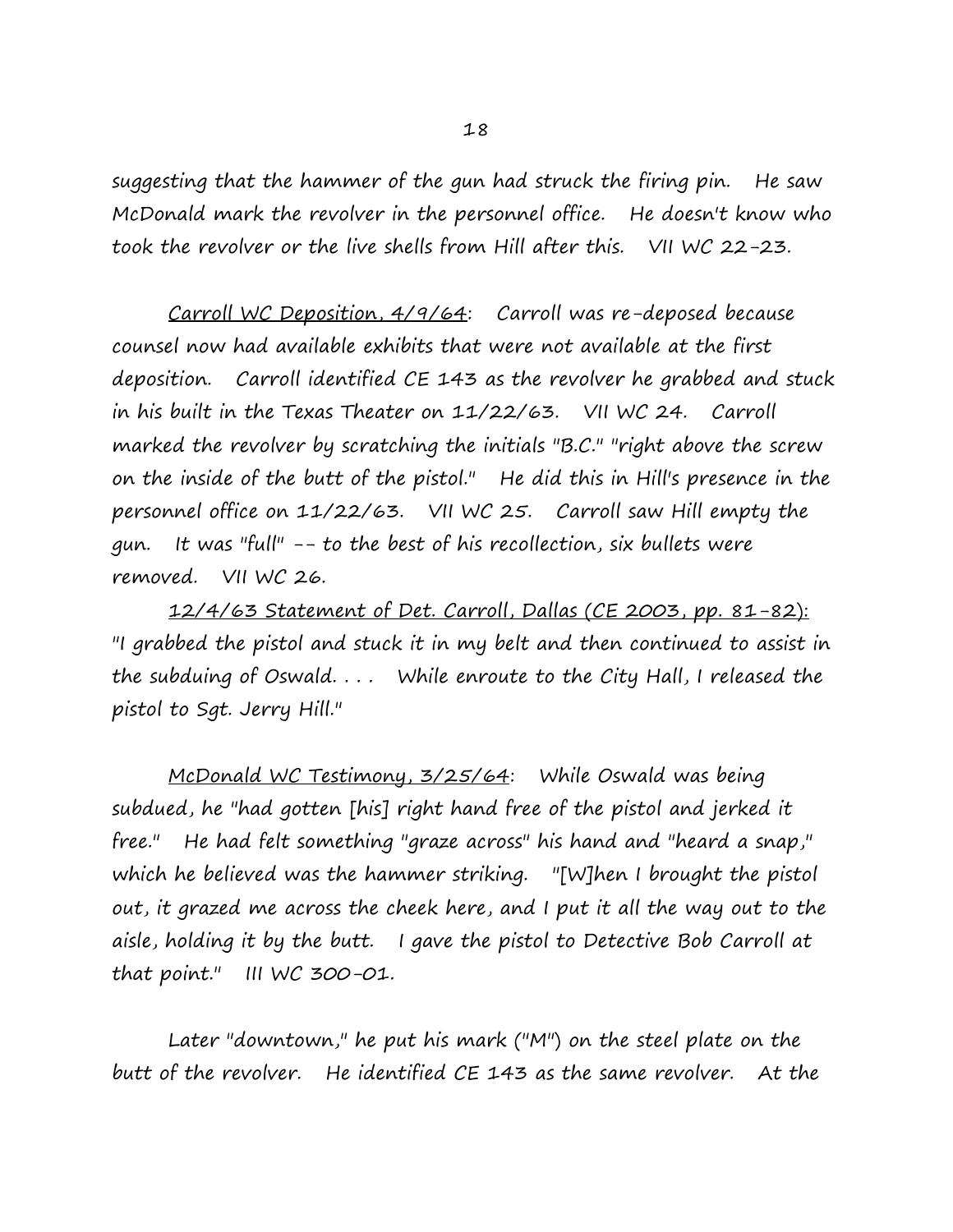suggesting that the hammer of the gun had struck the firing pin. He saw McDonald mark the revolver in the personnel office. He doesn't know who took the revolver or the live shells from Hill after this. VII WC 22-23.

<u>Carroll WC Deposition, 4/9/64</u>: Carroll was re-deposed because counsel now had available exhibits that were not available at the first deposition. Carroll identified CE 143 as the revolver he grabbed and stuck in his built in the Texas Theater on 11/22/63. VII WC 24. Carroll marked the revolver by scratching the initials "B.C." "right above the screw on the inside of the butt of the pistol." He did this in Hill's presence in the personnel office on 11/22/63. VII WC 25. Carroll saw Hill empty the gun. It was "full" -- to the best of his recollection, six bullets were removed. VII WC 26.

<u>12/4/63 Statement of Det. Carroll, Dallas (CE 2003, pp. 81-82):</u> "I grabbed the pistol and stuck it in my belt and then continued to assist in the subduing of Oswald. . . . While enroute to the City Hall, I released the pistol to Sgt. Jerry Hill."

<u>McDonald WC Testimony, 3/25/64</u>: While Oswald was being subdued, he "had gotten [his] right hand free of the pistol and jerked it free." He had felt something "graze across" his hand and "heard a snap," which he believed was the hammer striking. "[W]hen I brought the pistol out, it grazed me across the cheek here, and I put it all the way out to the aisle, holding it by the butt. I gave the pistol to Detective Bob Carroll at that point." III WC 300-01.

Later "downtown," he put his mark ("M") on the steel plate on the butt of the revolver. He identified CE 143 as the same revolver. At the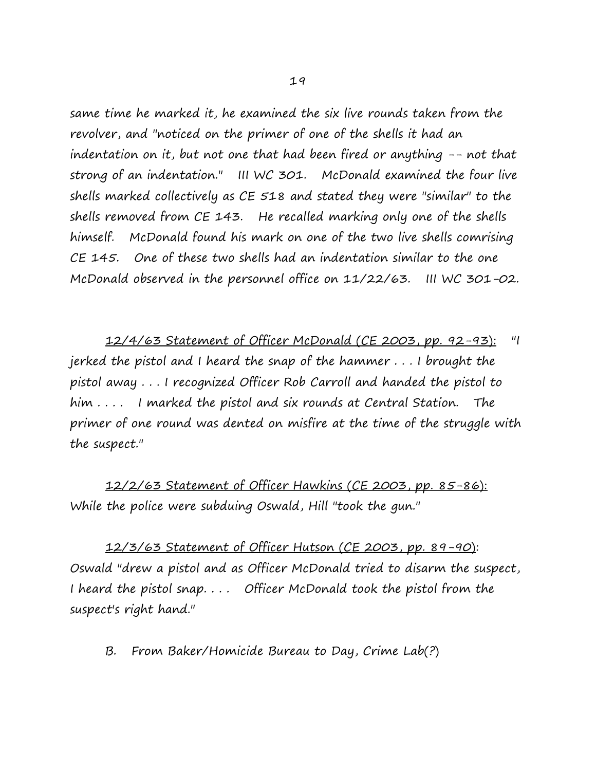same time he marked it, he examined the six live rounds taken from the revolver, and "noticed on the primer of one of the shells it had an indentation on it, but not one that had been fired or anything -- not that strong of an indentation." III WC 301. McDonald examined the four live shells marked collectively as CE 518 and stated they were "similar" to the shells removed from CE 143. He recalled marking only one of the shells himself. McDonald found his mark on one of the two live shells comrising CE 145. One of these two shells had an indentation similar to the one McDonald observed in the personnel office on 11/22/63. III WC 301-02.

<u>12/4/63 Statement of Officer McDonald (CE 2003, pp. 92-93):</u> "I jerked the pistol and I heard the snap of the hammer . . . I brought the pistol away . . . I recognized Officer Rob Carroll and handed the pistol to him . . . . I marked the pistol and six rounds at Central Station. The primer of one round was dented on misfire at the time of the struggle with the suspect."

<u>12/2/63 Statement of Officer Hawkins (CE 2003, pp. 85-86):</u> While the police were subduing Oswald, Hill "took the gun."

<u>12/3/63 Statement of Officer Hutson (CE 2003, pp. 89-90)</u>: Oswald "drew a pistol and as Officer McDonald tried to disarm the suspect, I heard the pistol snap. . . . Officer McDonald took the pistol from the suspect's right hand."

B. From Baker/Homicide Bureau to Day, Crime Lab(?)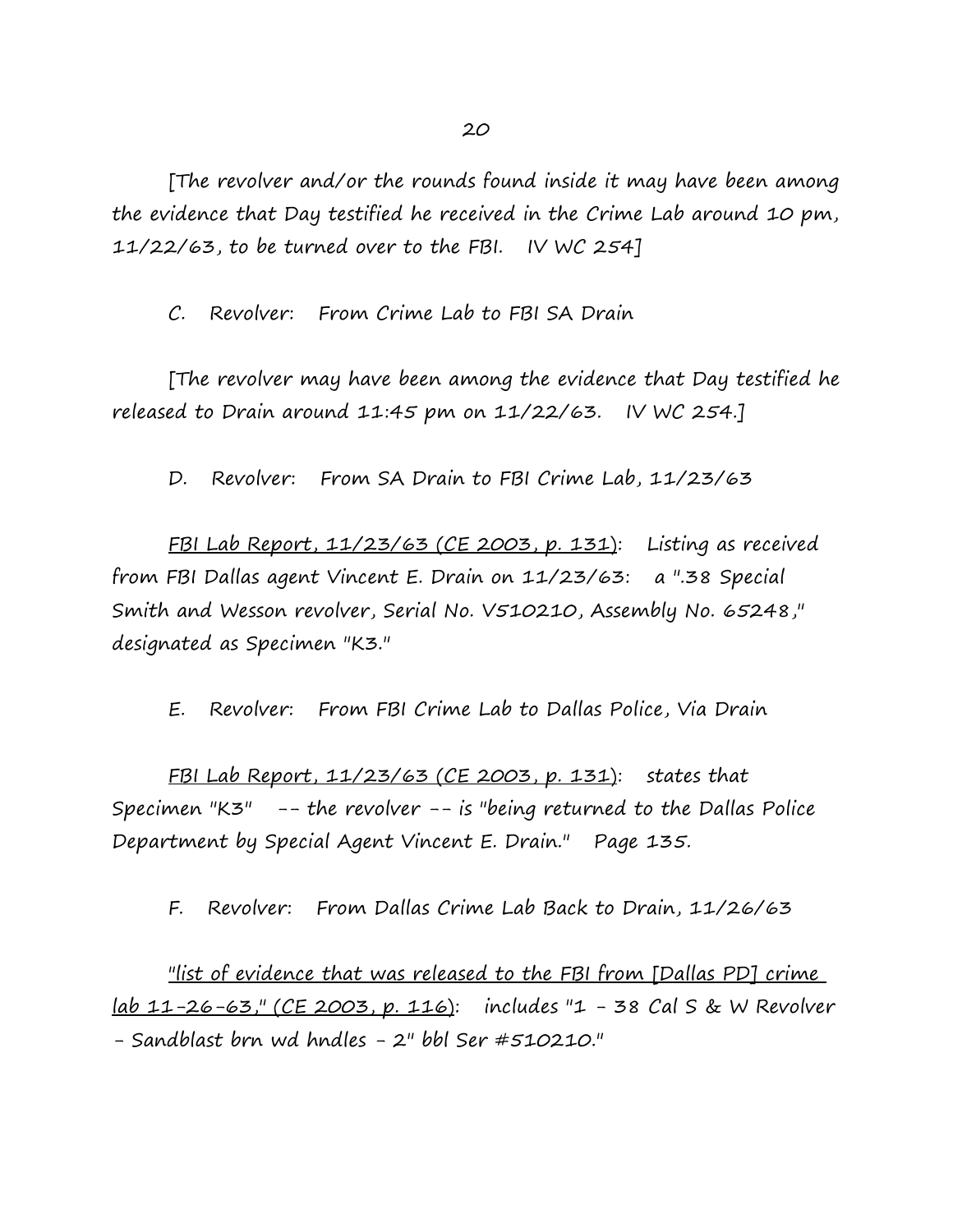[The revolver and/or the rounds found inside it may have been among the evidence that Day testified he received in the Crime Lab around 10 pm, 11/22/63, to be turned over to the FBI. IV WC 254]

C. Revolver: From Crime Lab to FBI SA Drain

[The revolver may have been among the evidence that Day testified he released to Drain around 11:45 pm on 11/22/63. IV WC 254.]

D. Revolver: From SA Drain to FBI Crime Lab, 11/23/63

<u>FBI Lab Report, 11/23/63 (CE 2003, p. 131)</u>: Listing as received from FBI Dallas agent Vincent E. Drain on 11/23/63: a ".38 Special Smith and Wesson revolver, Serial No. V510210, Assembly No. 65248," designated as Specimen "K3."

E. Revolver: From FBI Crime Lab to Dallas Police, Via Drain

<u>FBI Lab Report, 11/23/63 (CE 2003, p. 131)</u>: states that Specimen "K3" -- the revolver -- is "being returned to the Dallas Police Department by Special Agent Vincent E. Drain." Page 135.

F. Revolver: From Dallas Crime Lab Back to Drain, 11/26/63

<u>"list of evidence that was released to the FBI from [Dallas PD] crime lab 11-26-63," (CE 2003, p. 116)</u>: includes "1 - 38 Cal S & W Revolver - Sandblast brn wd hndles - 2" bbl Ser #510210."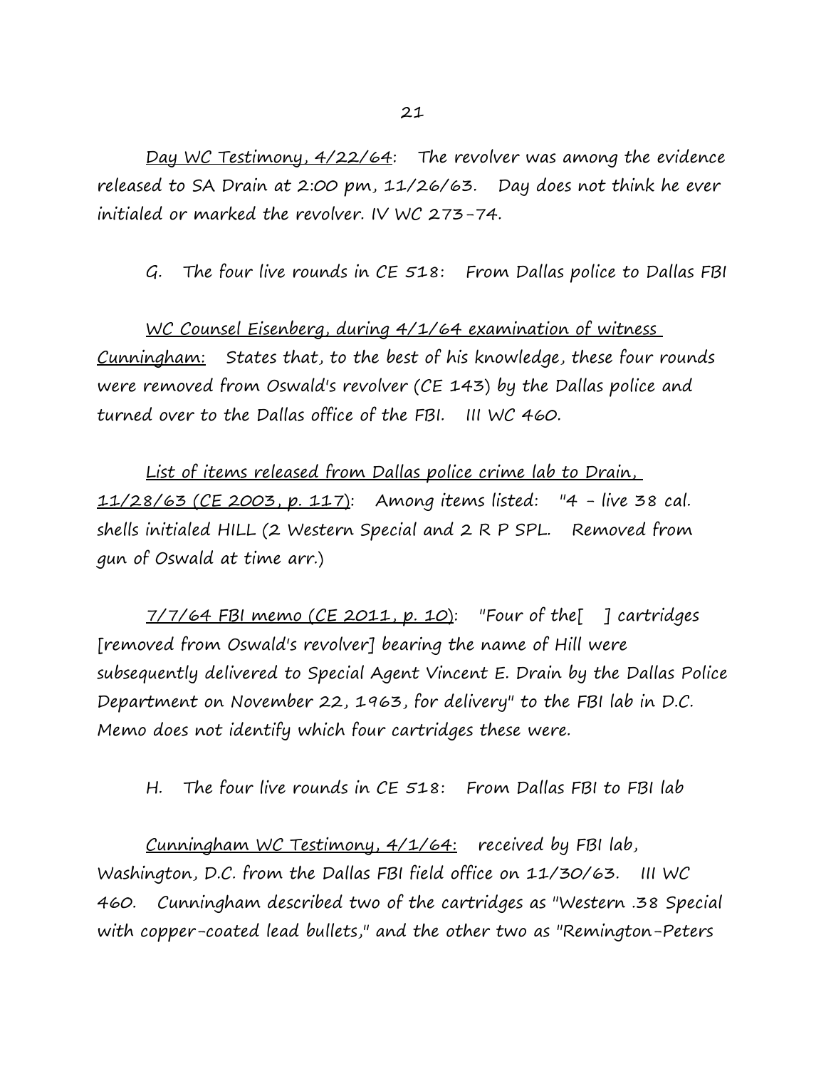<u>Day WC Testimony, 4/22/64</u>: The revolver was among the evidence released to SA Drain at 2:00 pm, 11/26/63. Day does not think he ever initialed or marked the revolver. IV WC 273-74.

G. The four live rounds in CE 518: From Dallas police to Dallas FBI

<u>WC Counsel Eisenberg, during 4/1/64 examination of witness Cunningham:</u> States that, to the best of his knowledge, these four rounds were removed from Oswald's revolver (CE 143) by the Dallas police and turned over to the Dallas office of the FBI. III WC 460.

<u>List of items released from Dallas police crime lab to Drain, 11/28/63 (CE 2003, p. 117)</u>: Among items listed: "4 - live 38 cal. shells initialed HILL (2 Western Special and 2 R P SPL. Removed from gun of Oswald at time arr.)

<u>7/7/64 FBI memo (CE 2011, p. 10)</u>: "Four of the[ ] cartridges [removed from Oswald's revolver] bearing the name of Hill were subsequently delivered to Special Agent Vincent E. Drain by the Dallas Police Department on November 22, 1963, for delivery" to the FBI lab in D.C. Memo does not identify which four cartridges these were.

H. The four live rounds in CE 518: From Dallas FBI to FBI lab

<u>Cunningham WC Testimony, 4/1/64:</u> received by FBI lab, Washington, D.C. from the Dallas FBI field office on 11/30/63. III WC 460. Cunningham described two of the cartridges as "Western .38 Special with copper-coated lead bullets," and the other two as "Remington-Peters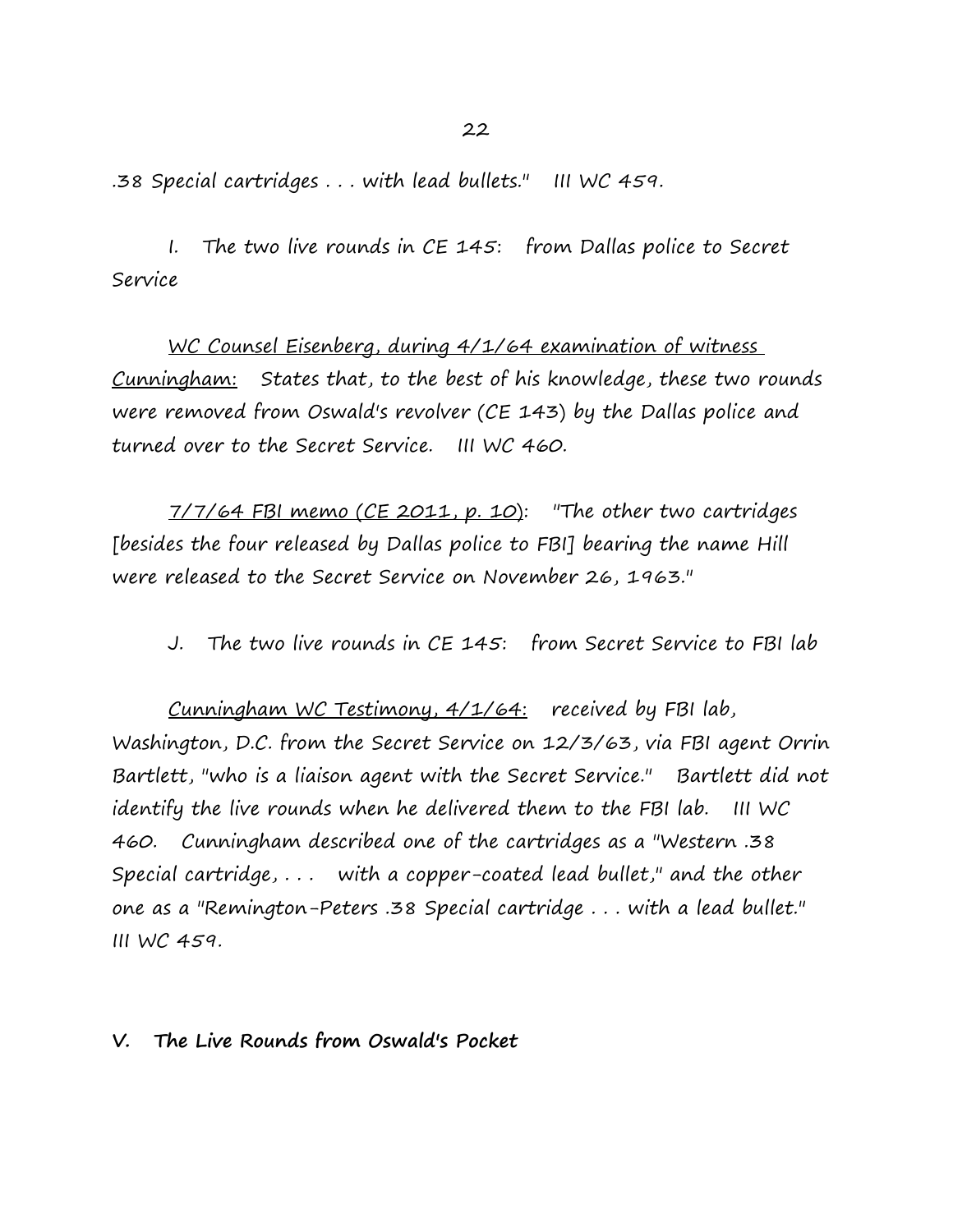.38 Special cartridges . . . with lead bullets." III WC 459.

I. The two live rounds in CE 145: from Dallas police to Secret Service

<u>WC Counsel Eisenberg, during 4/1/64 examination of witness Cunningham:</u> States that, to the best of his knowledge, these two rounds were removed from Oswald's revolver (CE 143) by the Dallas police and turned over to the Secret Service. III WC 460.

<u>7/7/64 FBI memo (CE 2011, p. 10)</u>: "The other two cartridges [besides the four released by Dallas police to FBI] bearing the name Hill were released to the Secret Service on November 26, 1963."

J. The two live rounds in CE 145: from Secret Service to FBI lab

<u>Cunningham WC Testimony, 4/1/64:</u> received by FBI lab, Washington, D.C. from the Secret Service on 12/3/63, via FBI agent Orrin Bartlett, "who is a liaison agent with the Secret Service." Bartlett did not identify the live rounds when he delivered them to the FBI lab. III WC 460. Cunningham described one of the cartridges as a "Western .38 Special cartridge, . . . with a copper-coated lead bullet," and the other one as a "Remington-Peters .38 Special cartridge . . . with a lead bullet." III WC 459.

## V. The Live Rounds from Oswald's Pocket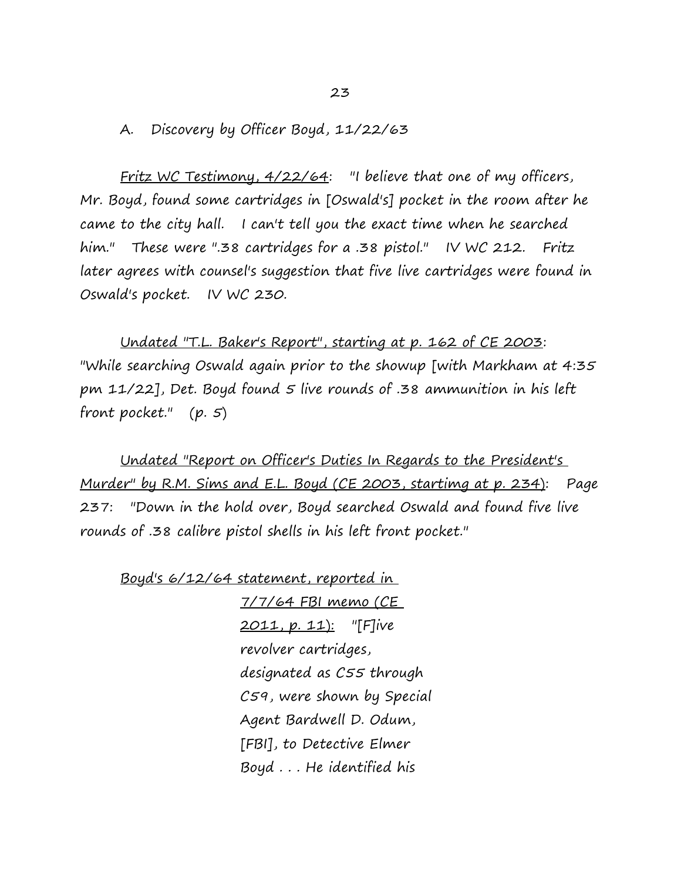A.  Discovery by Officer Boyd, 11/22/63

<u>Fritz WC Testimony, 4/22/64</u>:  "I believe that one of my officers, Mr. Boyd, found some cartridges in [Oswald's] pocket in the room after he came to the city hall.  I can't tell you the exact time when he searched him."  These were ".38 cartridges for a .38 pistol."  IV WC 212.  Fritz later agrees with counsel's suggestion that five live cartridges were found in Oswald's pocket.  IV WC 230.

<u>Undated "T.L. Baker's Report", starting at p. 162 of CE 2003</u>: "While searching Oswald again prior to the showup [with Markham at 4:35 pm 11/22], Det. Boyd found 5 live rounds of .38 ammunition in his left front pocket."  (p. 5)

<u>Undated "Report on Officer's Duties In Regards to the President's Murder" by R.M. Sims and E.L. Boyd (CE 2003, startimg at p. 234)</u>:  Page 237:  "Down in the hold over, Boyd searched Oswald and found five live rounds of .38 calibre pistol shells in his left front pocket."

<u>Boyd's 6/12/64 statement, reported in 7/7/64 FBI memo (CE 2011, p. 11):</u>  "[F]ive revolver cartridges, designated as C55 through C59, were shown by Special Agent Bardwell D. Odum, [FBI], to Detective Elmer Boyd . . . He identified his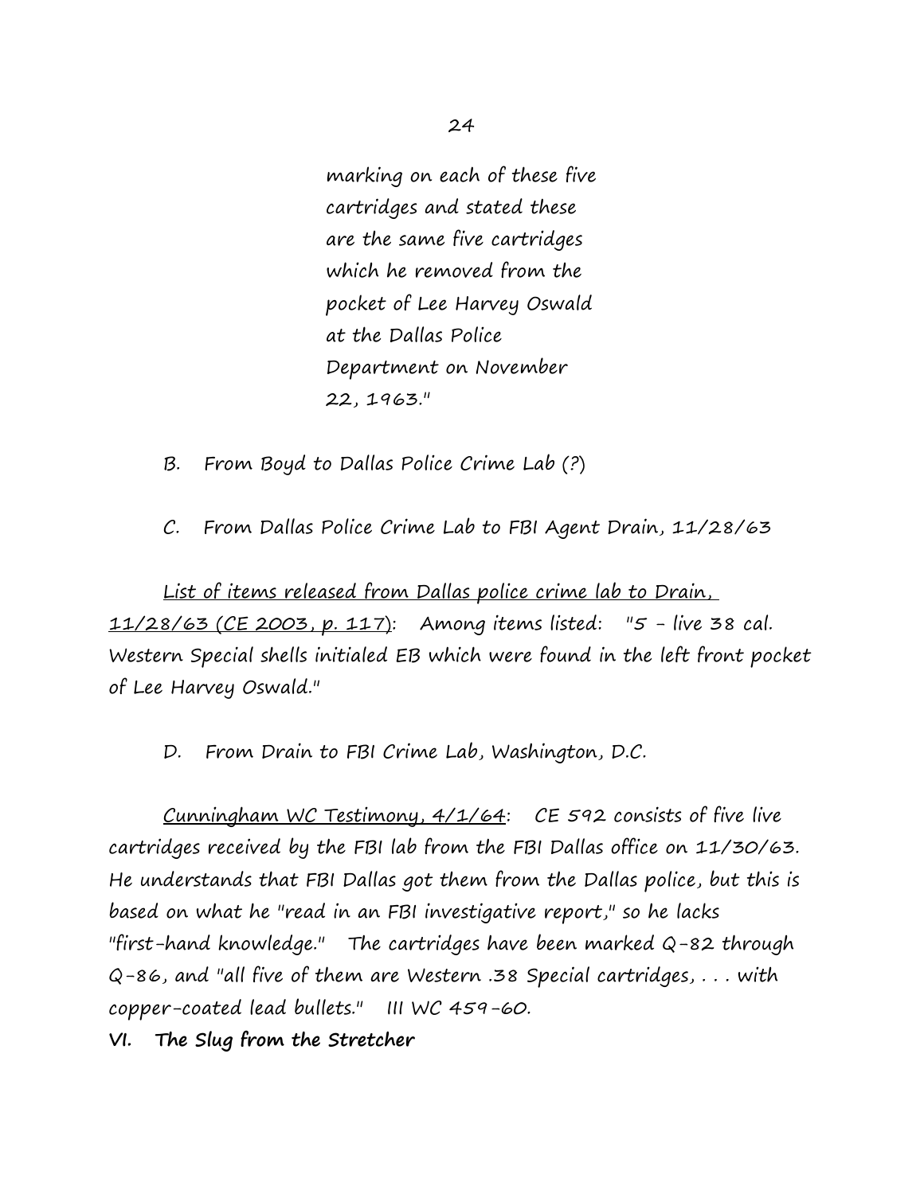marking on each of these five cartridges and stated these are the same five cartridges which he removed from the pocket of Lee Harvey Oswald at the Dallas Police Department on November 22, 1963."

B. From Boyd to Dallas Police Crime Lab (?)

C. From Dallas Police Crime Lab to FBI Agent Drain, 11/28/63

<u>List of items released from Dallas police crime lab to Drain, 11/28/63 (CE 2003, p. 117)</u>: Among items listed: "5 - live 38 cal. Western Special shells initialed EB which were found in the left front pocket of Lee Harvey Oswald."

D. From Drain to FBI Crime Lab, Washington, D.C.

<u>Cunningham WC Testimony, 4/1/64</u>: CE 592 consists of five live cartridges received by the FBI lab from the FBI Dallas office on 11/30/63. He understands that FBI Dallas got them from the Dallas police, but this is based on what he "read in an FBI investigative report," so he lacks "first-hand knowledge." The cartridges have been marked Q-82 through Q-86, and "all five of them are Western .38 Special cartridges, . . . with copper-coated lead bullets." III WC 459-60.

**VI. The Slug from the Stretcher**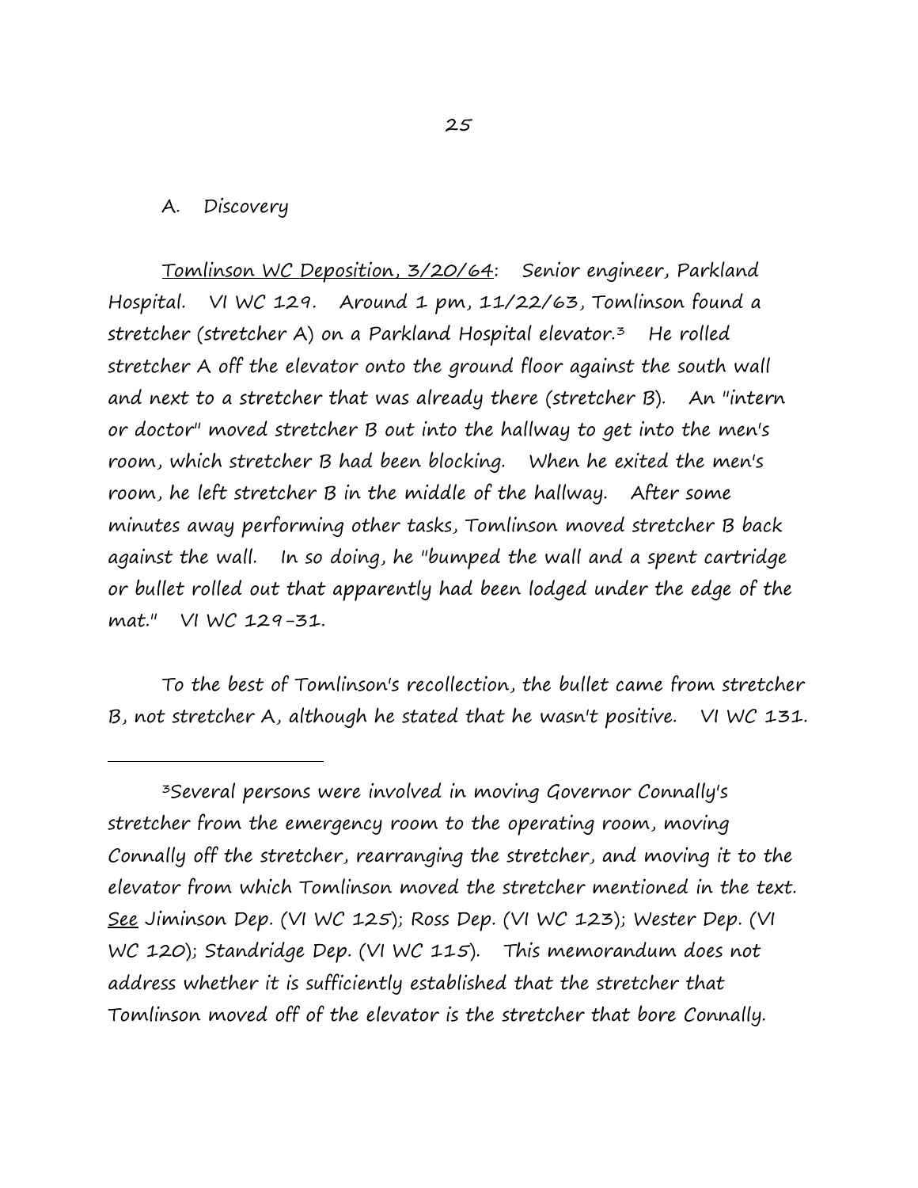## A. Discovery

<u>Tomlinson WC Deposition, 3/20/64</u>: Senior engineer, Parkland Hospital. VI WC 129. Around 1 pm, 11/22/63, Tomlinson found a stretcher (stretcher A) on a Parkland Hospital elevator.[3] He rolled stretcher A off the elevator onto the ground floor against the south wall and next to a stretcher that was already there (stretcher B). An "intern or doctor" moved stretcher B out into the hallway to get into the men's room, which stretcher B had been blocking. When he exited the men's room, he left stretcher B in the middle of the hallway. After some minutes away performing other tasks, Tomlinson moved stretcher B back against the wall. In so doing, he "bumped the wall and a spent cartridge or bullet rolled out that apparently had been lodged under the edge of the mat." VI WC 129-31.

To the best of Tomlinson's recollection, the bullet came from stretcher B, not stretcher A, although he stated that he wasn't positive. VI WC 131.

---

[3]Several persons were involved in moving Governor Connally's stretcher from the emergency room to the operating room, moving Connally off the stretcher, rearranging the stretcher, and moving it to the elevator from which Tomlinson moved the stretcher mentioned in the text. <u>See</u> Jiminson Dep. (VI WC 125); Ross Dep. (VI WC 123); Wester Dep. (VI WC 120); Standridge Dep. (VI WC 115). This memorandum does not address whether it is sufficiently established that the stretcher that Tomlinson moved off of the elevator is the stretcher that bore Connally.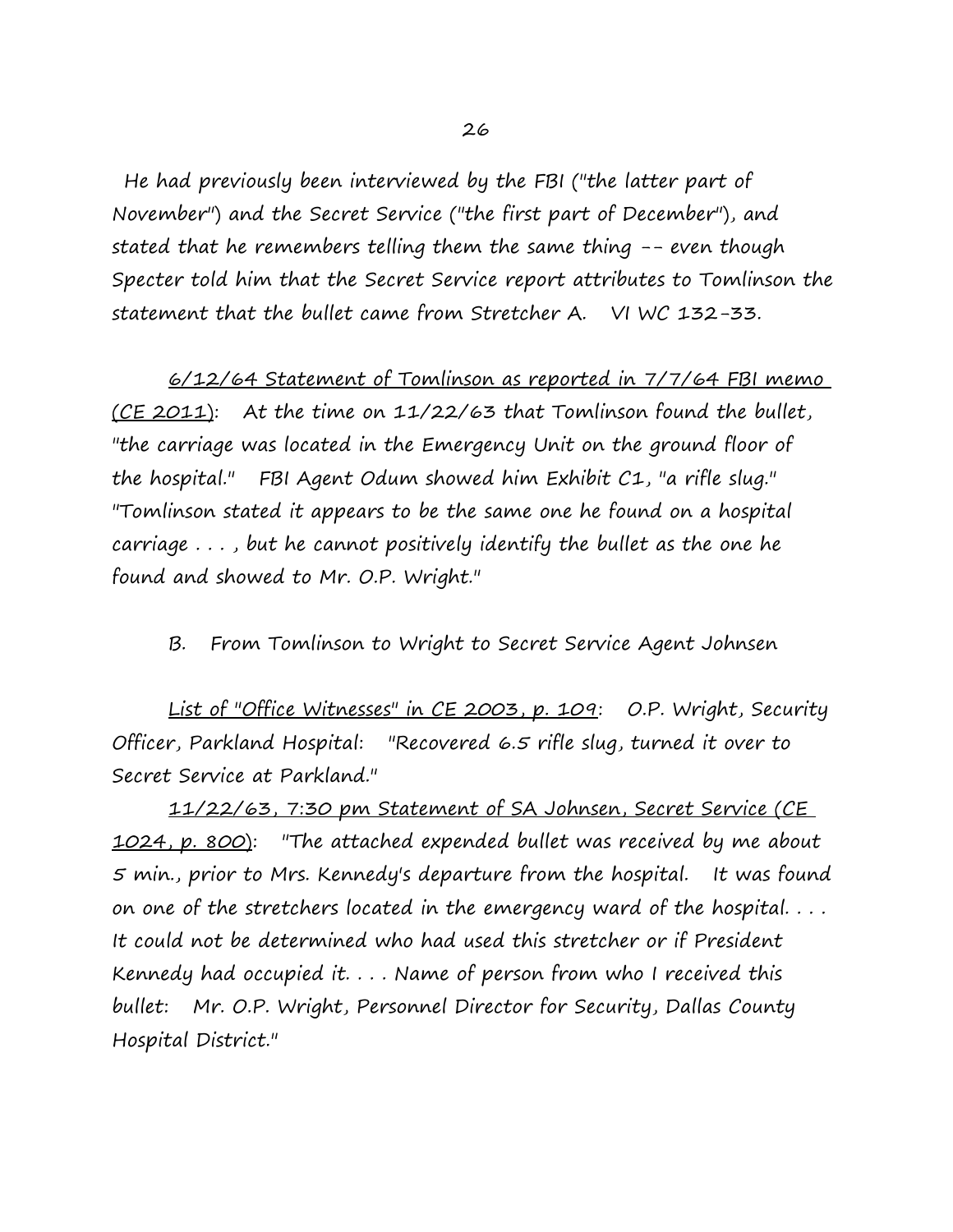He had previously been interviewed by the FBI ("the latter part of November") and the Secret Service ("the first part of December"), and stated that he remembers telling them the same thing -- even though Specter told him that the Secret Service report attributes to Tomlinson the statement that the bullet came from Stretcher A. VI WC 132-33.

<u>6/12/64 Statement of Tomlinson as reported in 7/7/64 FBI memo (CE 2011)</u>: At the time on 11/22/63 that Tomlinson found the bullet, "the carriage was located in the Emergency Unit on the ground floor of the hospital." FBI Agent Odum showed him Exhibit C1, "a rifle slug." "Tomlinson stated it appears to be the same one he found on a hospital carriage . . . , but he cannot positively identify the bullet as the one he found and showed to Mr. O.P. Wright."

B. From Tomlinson to Wright to Secret Service Agent Johnsen

<u>List of "Office Witnesses" in CE 2003, p. 109</u>: O.P. Wright, Security Officer, Parkland Hospital: "Recovered 6.5 rifle slug, turned it over to Secret Service at Parkland."

<u>11/22/63, 7:30 pm Statement of SA Johnsen, Secret Service (CE 1024, p. 800)</u>: "The attached expended bullet was received by me about 5 min., prior to Mrs. Kennedy's departure from the hospital. It was found on one of the stretchers located in the emergency ward of the hospital. . . . It could not be determined who had used this stretcher or if President Kennedy had occupied it. . . . Name of person from who I received this bullet: Mr. O.P. Wright, Personnel Director for Security, Dallas County Hospital District."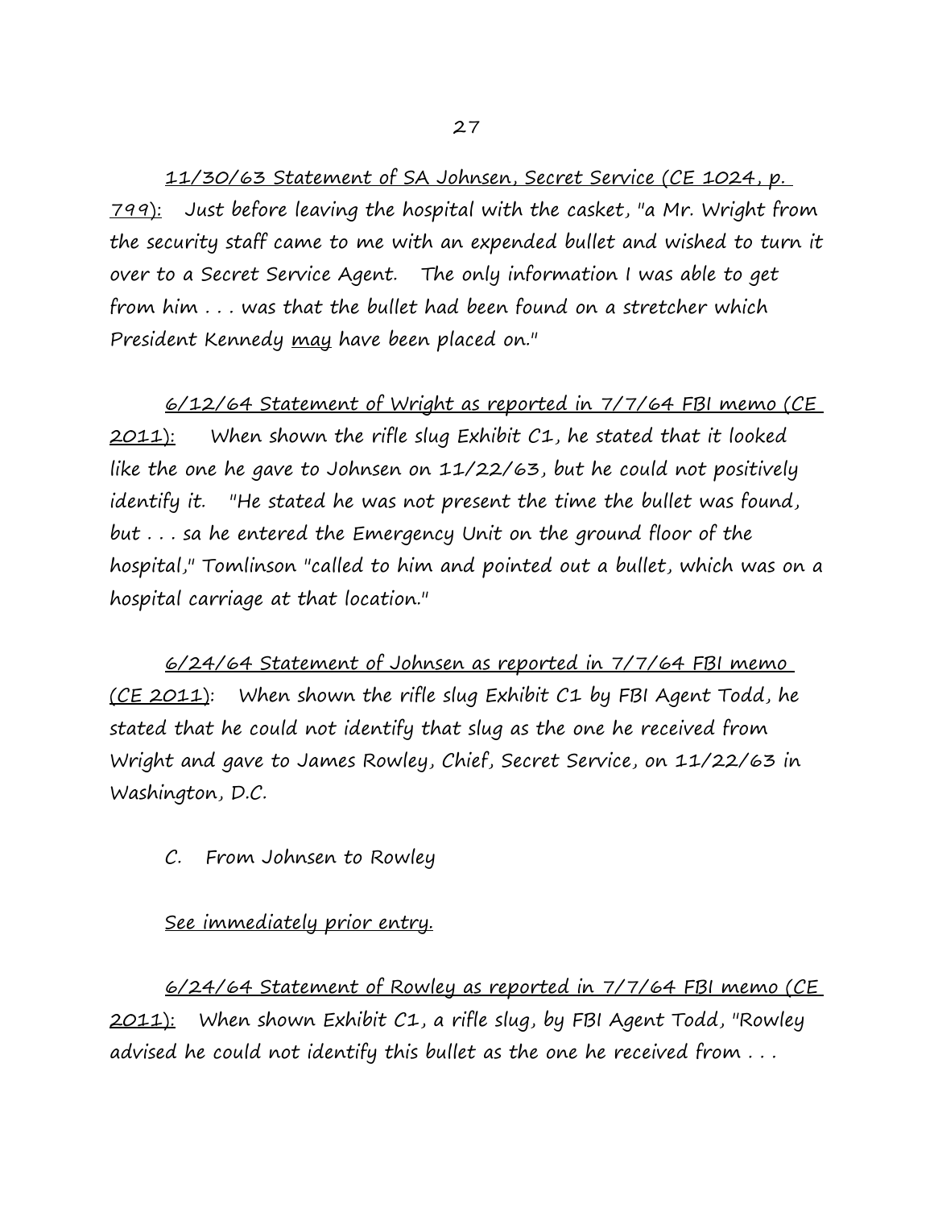<u>11/30/63 Statement of SA Johnsen, Secret Service (CE 1024, p. 799):</u> Just before leaving the hospital with the casket, "a Mr. Wright from the security staff came to me with an expended bullet and wished to turn it over to a Secret Service Agent. The only information I was able to get from him . . . was that the bullet had been found on a stretcher which President Kennedy <u>may</u> have been placed on."

<u>6/12/64 Statement of Wright as reported in 7/7/64 FBI memo (CE 2011):</u> When shown the rifle slug Exhibit C1, he stated that it looked like the one he gave to Johnsen on 11/22/63, but he could not positively identify it. "He stated he was not present the time the bullet was found, but . . . sa he entered the Emergency Unit on the ground floor of the hospital," Tomlinson "called to him and pointed out a bullet, which was on a hospital carriage at that location."

<u>6/24/64 Statement of Johnsen as reported in 7/7/64 FBI memo (CE 2011)</u>: When shown the rifle slug Exhibit C1 by FBI Agent Todd, he stated that he could not identify that slug as the one he received from Wright and gave to James Rowley, Chief, Secret Service, on 11/22/63 in Washington, D.C.

C. From Johnsen to Rowley

<u>See immediately prior entry.</u>

<u>6/24/64 Statement of Rowley as reported in 7/7/64 FBI memo (CE 2011):</u> When shown Exhibit C1, a rifle slug, by FBI Agent Todd, "Rowley advised he could not identify this bullet as the one he received from . . .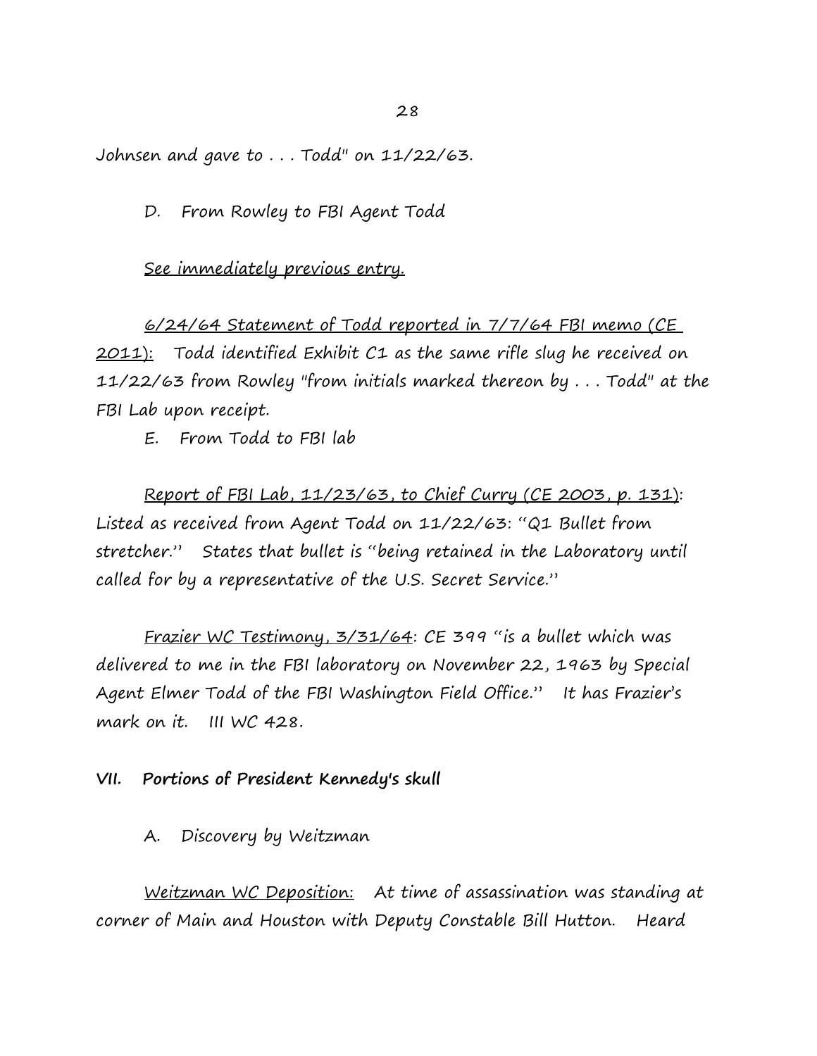Johnsen and gave to . . . Todd" on 11/22/63.

D. From Rowley to FBI Agent Todd

<u>See immediately previous entry.</u>

<u>6/24/64 Statement of Todd reported in 7/7/64 FBI memo (CE 2011):</u> Todd identified Exhibit C1 as the same rifle slug he received on 11/22/63 from Rowley "from initials marked thereon by . . . Todd" at the FBI Lab upon receipt.

E. From Todd to FBI lab

<u>Report of FBI Lab, 11/23/63, to Chief Curry (CE 2003, p. 131)</u>: Listed as received from Agent Todd on 11/22/63: "Q1 Bullet from stretcher." States that bullet is "being retained in the Laboratory until called for by a representative of the U.S. Secret Service."

<u>Frazier WC Testimony, 3/31/64</u>: CE 399 "is a bullet which was delivered to me in the FBI laboratory on November 22, 1963 by Special Agent Elmer Todd of the FBI Washington Field Office." It has Frazier's mark on it. III WC 428.

## VII. Portions of President Kennedy's skull

A. Discovery by Weitzman

<u>Weitzman WC Deposition:</u> At time of assassination was standing at corner of Main and Houston with Deputy Constable Bill Hutton. Heard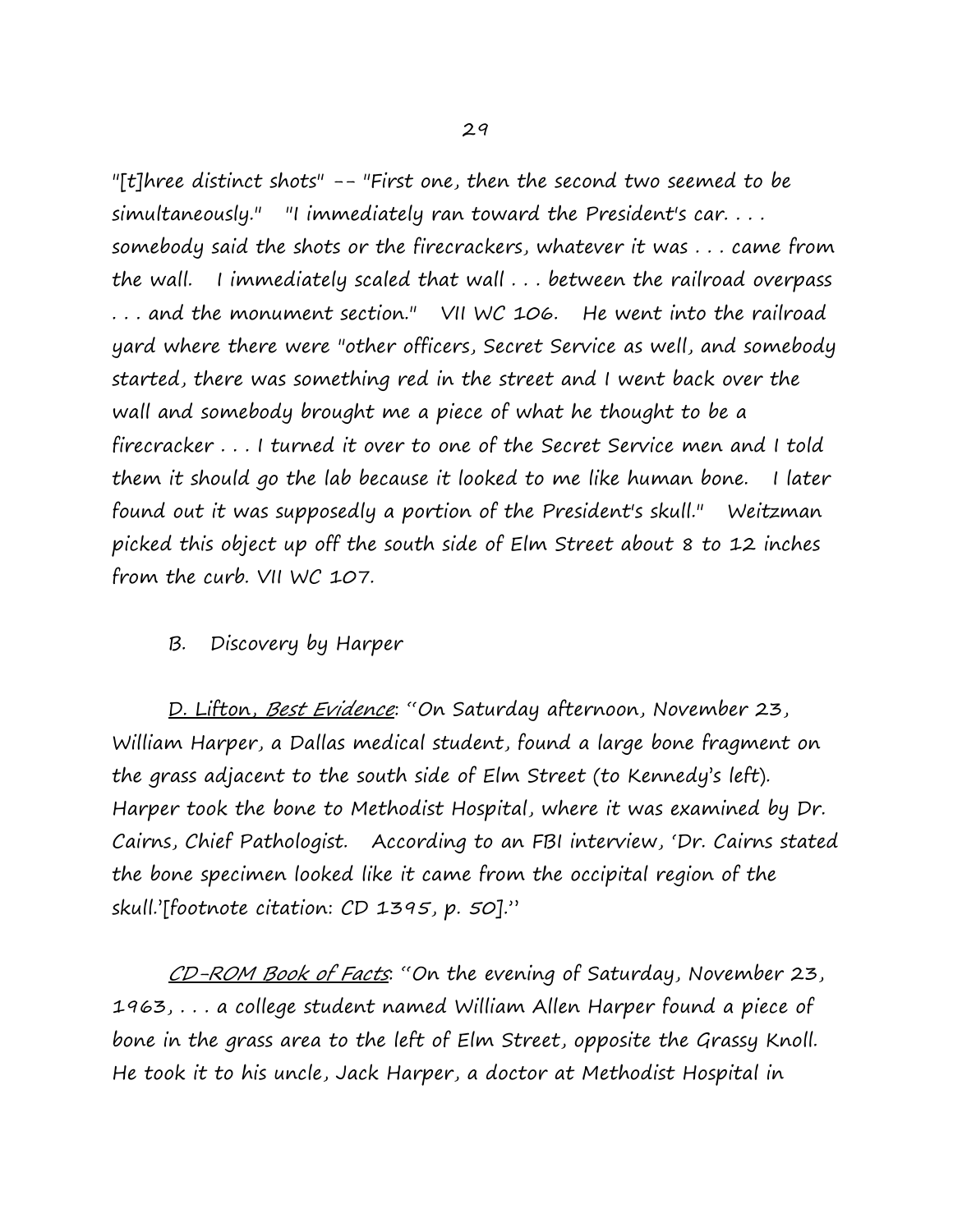"[t]hree distinct shots" -- "First one, then the second two seemed to be simultaneously." "I immediately ran toward the President's car. . . . somebody said the shots or the firecrackers, whatever it was . . . came from the wall. I immediately scaled that wall . . . between the railroad overpass . . . and the monument section." VII WC 106. He went into the railroad yard where there were "other officers, Secret Service as well, and somebody started, there was something red in the street and I went back over the wall and somebody brought me a piece of what he thought to be a firecracker . . . I turned it over to one of the Secret Service men and I told them it should go the lab because it looked to me like human bone. I later found out it was supposedly a portion of the President's skull." Weitzman picked this object up off the south side of Elm Street about 8 to 12 inches from the curb. VII WC 107.

B. Discovery by Harper

<u>D. Lifton, *Best Evidence*</u>: "On Saturday afternoon, November 23, William Harper, a Dallas medical student, found a large bone fragment on the grass adjacent to the south side of Elm Street (to Kennedy's left). Harper took the bone to Methodist Hospital, where it was examined by Dr. Cairns, Chief Pathologist. According to an FBI interview, 'Dr. Cairns stated the bone specimen looked like it came from the occipital region of the skull.'[footnote citation: CD 1395, p. 50]."

<u>*CD-ROM Book of Facts*</u>: "On the evening of Saturday, November 23, 1963, . . . a college student named William Allen Harper found a piece of bone in the grass area to the left of Elm Street, opposite the Grassy Knoll. He took it to his uncle, Jack Harper, a doctor at Methodist Hospital in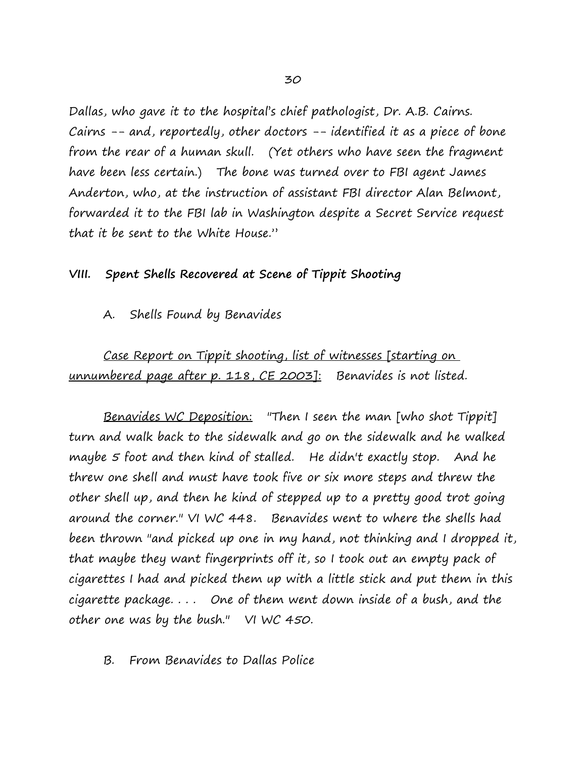Dallas, who gave it to the hospital's chief pathologist, Dr. A.B. Cairns. Cairns -- and, reportedly, other doctors -- identified it as a piece of bone from the rear of a human skull. (Yet others who have seen the fragment have been less certain.) The bone was turned over to FBI agent James Anderton, who, at the instruction of assistant FBI director Alan Belmont, forwarded it to the FBI lab in Washington despite a Secret Service request that it be sent to the White House."

## VIII. Spent Shells Recovered at Scene of Tippit Shooting

### A. Shells Found by Benavides

<u>Case Report on Tippit shooting, list of witnesses [starting on unnumbered page after p. 118, CE 2003]:</u> Benavides is not listed.

<u>Benavides WC Deposition:</u> "Then I seen the man [who shot Tippit] turn and walk back to the sidewalk and go on the sidewalk and he walked maybe 5 foot and then kind of stalled. He didn't exactly stop. And he threw one shell and must have took five or six more steps and threw the other shell up, and then he kind of stepped up to a pretty good trot going around the corner." VI WC 448. Benavides went to where the shells had been thrown "and picked up one in my hand, not thinking and I dropped it, that maybe they want fingerprints off it, so I took out an empty pack of cigarettes I had and picked them up with a little stick and put them in this cigarette package. . . . One of them went down inside of a bush, and the other one was by the bush." VI WC 450.

### B. From Benavides to Dallas Police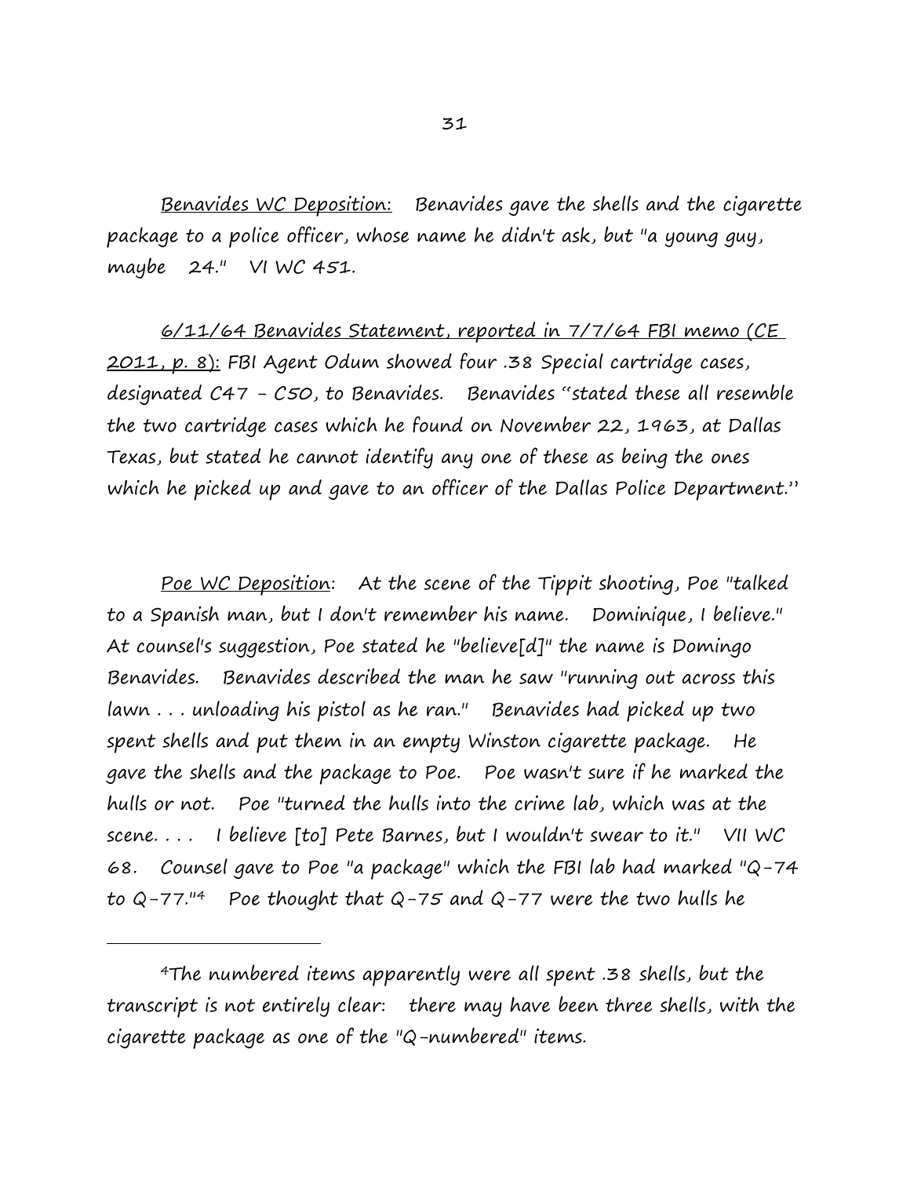<u>Benavides WC Deposition:</u> Benavides gave the shells and the cigarette package to a police officer, whose name he didn't ask, but "a young guy, maybe 24." VI WC 451.

<u>6/11/64 Benavides Statement, reported in 7/7/64 FBI memo (CE 2011, p. 8):</u> FBI Agent Odum showed four .38 Special cartridge cases, designated C47 - C50, to Benavides. Benavides "stated these all resemble the two cartridge cases which he found on November 22, 1963, at Dallas Texas, but stated he cannot identify any one of these as being the ones which he picked up and gave to an officer of the Dallas Police Department."

<u>Poe WC Deposition</u>: At the scene of the Tippit shooting, Poe "talked to a Spanish man, but I don't remember his name. Dominique, I believe." At counsel's suggestion, Poe stated he "believe[d]" the name is Domingo Benavides. Benavides described the man he saw "running out across this lawn . . . unloading his pistol as he ran." Benavides had picked up two spent shells and put them in an empty Winston cigarette package. He gave the shells and the package to Poe. Poe wasn't sure if he marked the hulls or not. Poe "turned the hulls into the crime lab, which was at the scene. . . . I believe [to] Pete Barnes, but I wouldn't swear to it." VII WC 68. Counsel gave to Poe "a package" which the FBI lab had marked "Q-74 to Q-77."[4] Poe thought that Q-75 and Q-77 were the two hulls he

---

[4]The numbered items apparently were all spent .38 shells, but the transcript is not entirely clear: there may have been three shells, with the cigarette package as one of the "Q-numbered" items.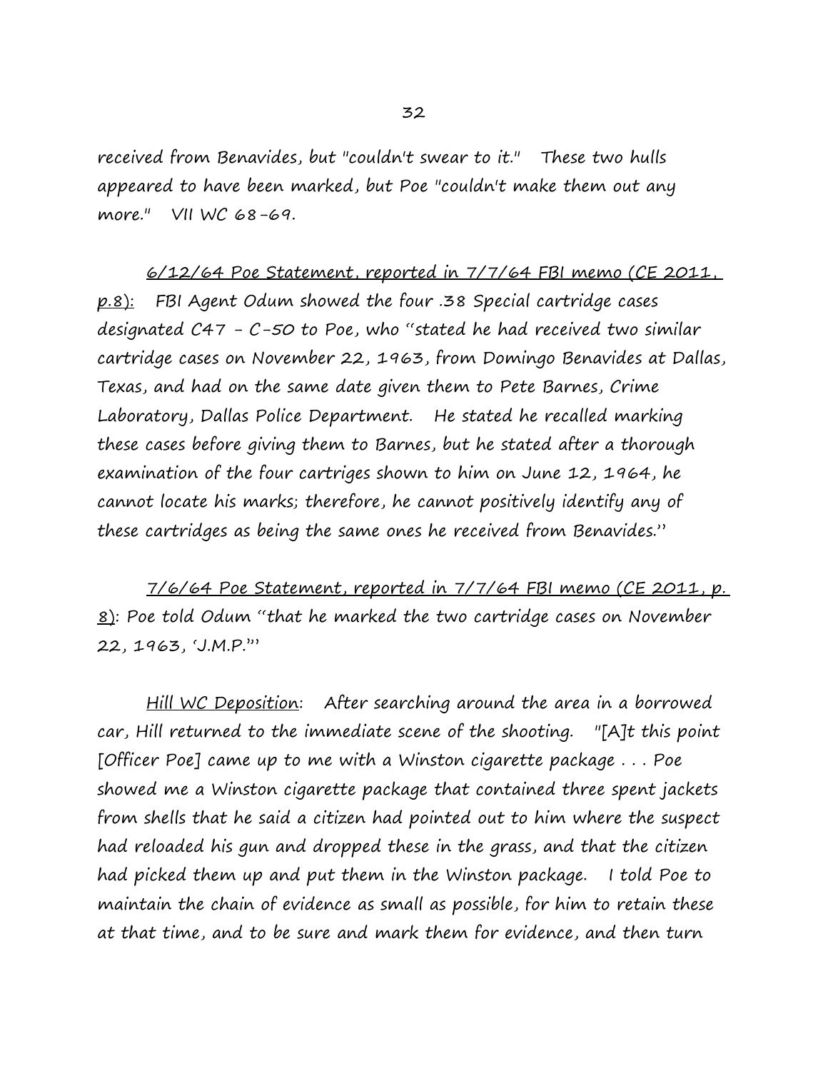received from Benavides, but "couldn't swear to it." These two hulls appeared to have been marked, but Poe "couldn't make them out any more." VII WC 68-69.

<u>6/12/64 Poe Statement, reported in 7/7/64 FBI memo (CE 2011, p.8):</u> FBI Agent Odum showed the four .38 Special cartridge cases designated C47 - C-50 to Poe, who "stated he had received two similar cartridge cases on November 22, 1963, from Domingo Benavides at Dallas, Texas, and had on the same date given them to Pete Barnes, Crime Laboratory, Dallas Police Department. He stated he recalled marking these cases before giving them to Barnes, but he stated after a thorough examination of the four cartriges shown to him on June 12, 1964, he cannot locate his marks; therefore, he cannot positively identify any of these cartridges as being the same ones he received from Benavides."

<u>7/6/64 Poe Statement, reported in 7/7/64 FBI memo (CE 2011, p. 8)</u>: Poe told Odum "that he marked the two cartridge cases on November 22, 1963, 'J.M.P.'"

<u>Hill WC Deposition</u>: After searching around the area in a borrowed car, Hill returned to the immediate scene of the shooting. "[A]t this point [Officer Poe] came up to me with a Winston cigarette package . . . Poe showed me a Winston cigarette package that contained three spent jackets from shells that he said a citizen had pointed out to him where the suspect had reloaded his gun and dropped these in the grass, and that the citizen had picked them up and put them in the Winston package. I told Poe to maintain the chain of evidence as small as possible, for him to retain these at that time, and to be sure and mark them for evidence, and then turn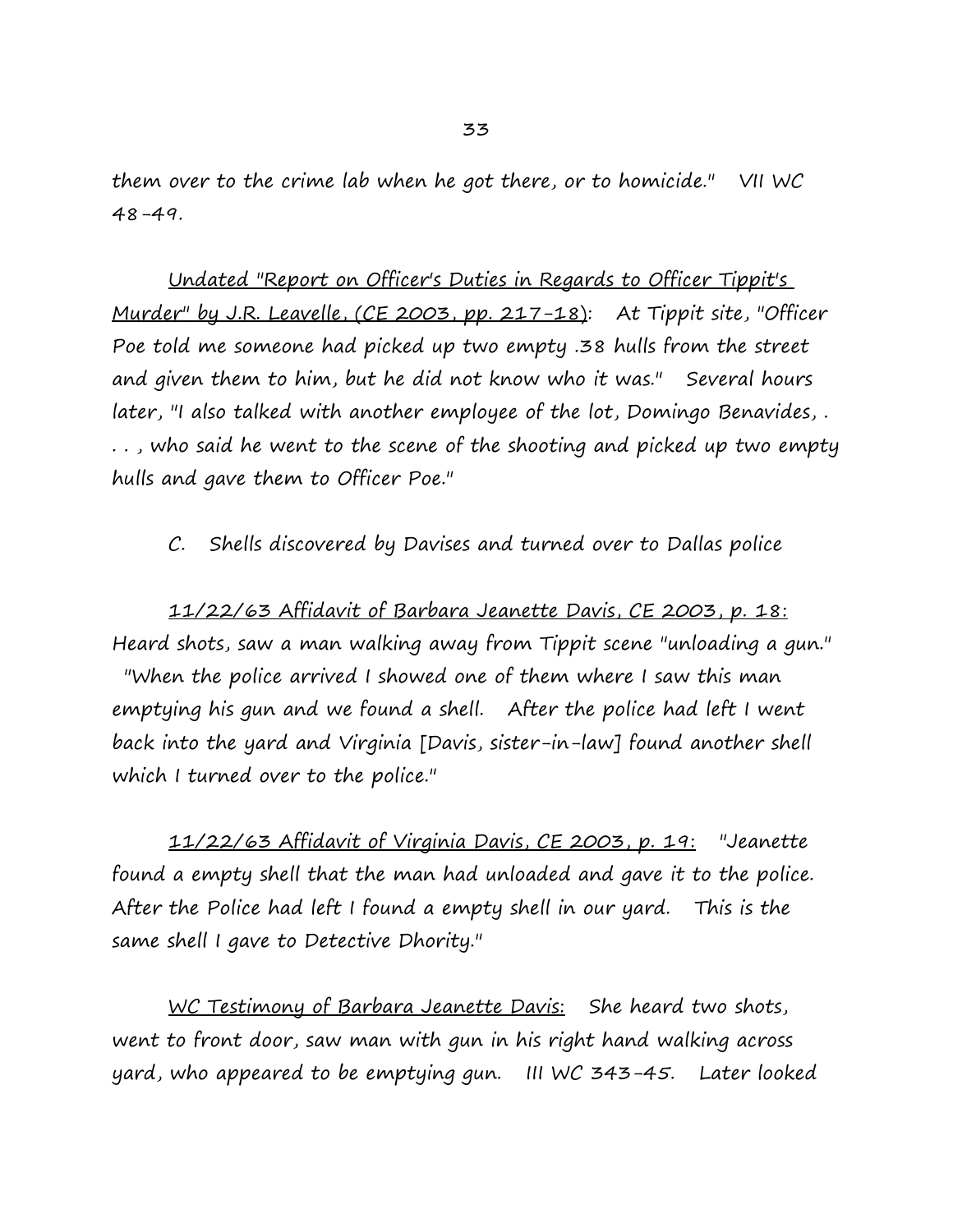them over to the crime lab when he got there, or to homicide." VII WC 48-49.

<u>Undated "Report on Officer's Duties in Regards to Officer Tippit's Murder" by J.R. Leavelle, (CE 2003, pp. 217-18)</u>: At Tippit site, "Officer Poe told me someone had picked up two empty .38 hulls from the street and given them to him, but he did not know who it was." Several hours later, "I also talked with another employee of the lot, Domingo Benavides, . . . , who said he went to the scene of the shooting and picked up two empty hulls and gave them to Officer Poe."

C. Shells discovered by Davises and turned over to Dallas police

<u>11/22/63 Affidavit of Barbara Jeanette Davis, CE 2003, p. 18:</u> Heard shots, saw a man walking away from Tippit scene "unloading a gun." "When the police arrived I showed one of them where I saw this man emptying his gun and we found a shell. After the police had left I went back into the yard and Virginia [Davis, sister-in-law] found another shell which I turned over to the police."

<u>11/22/63 Affidavit of Virginia Davis, CE 2003, p. 19:</u> "Jeanette found a empty shell that the man had unloaded and gave it to the police. After the Police had left I found a empty shell in our yard. This is the same shell I gave to Detective Dhority."

<u>WC Testimony of Barbara Jeanette Davis:</u> She heard two shots, went to front door, saw man with gun in his right hand walking across yard, who appeared to be emptying gun. III WC 343-45. Later looked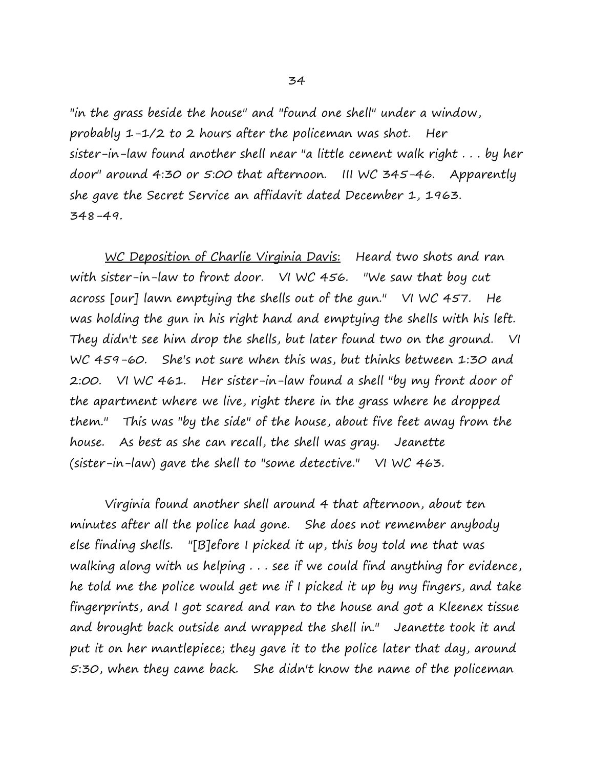"in the grass beside the house" and "found one shell" under a window, probably 1-1/2 to 2 hours after the policeman was shot. Her sister-in-law found another shell near "a little cement walk right . . . by her door" around 4:30 or 5:00 that afternoon. III WC 345-46. Apparently she gave the Secret Service an affidavit dated December 1, 1963. 348-49.

WC Deposition of Charlie Virginia Davis: Heard two shots and ran with sister-in-law to front door. VI WC 456. "We saw that boy cut across [our] lawn emptying the shells out of the gun." VI WC 457. He was holding the gun in his right hand and emptying the shells with his left. They didn't see him drop the shells, but later found two on the ground. VI WC 459-60. She's not sure when this was, but thinks between 1:30 and 2:00. VI WC 461. Her sister-in-law found a shell "by my front door of the apartment where we live, right there in the grass where he dropped them." This was "by the side" of the house, about five feet away from the house. As best as she can recall, the shell was gray. Jeanette (sister-in-law) gave the shell to "some detective." VI WC 463.

Virginia found another shell around 4 that afternoon, about ten minutes after all the police had gone. She does not remember anybody else finding shells. "[B]efore I picked it up, this boy told me that was walking along with us helping . . . see if we could find anything for evidence, he told me the police would get me if I picked it up by my fingers, and take fingerprints, and I got scared and ran to the house and got a Kleenex tissue and brought back outside and wrapped the shell in." Jeanette took it and put it on her mantlepiece; they gave it to the police later that day, around 5:30, when they came back. She didn't know the name of the policeman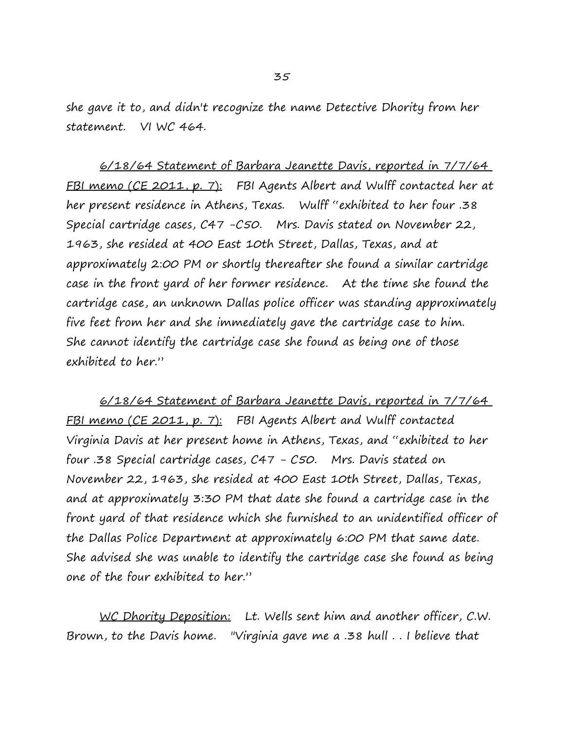she gave it to, and didn't recognize the name Detective Dhority from her statement. VI WC 464.

<u>6/18/64 Statement of Barbara Jeanette Davis, reported in 7/7/64 FBI memo (CE 2011, p. 7):</u> FBI Agents Albert and Wulff contacted her at her present residence in Athens, Texas. Wulff "exhibited to her four .38 Special cartridge cases, C47 -C50. Mrs. Davis stated on November 22, 1963, she resided at 400 East 10th Street, Dallas, Texas, and at approximately 2:00 PM or shortly thereafter she found a similar cartridge case in the front yard of her former residence. At the time she found the cartridge case, an unknown Dallas police officer was standing approximately five feet from her and she immediately gave the cartridge case to him. She cannot identify the cartridge case she found as being one of those exhibited to her."

<u>6/18/64 Statement of Barbara Jeanette Davis, reported in 7/7/64 FBI memo (CE 2011, p. 7):</u> FBI Agents Albert and Wulff contacted Virginia Davis at her present home in Athens, Texas, and "exhibited to her four .38 Special cartridge cases, C47 - C50. Mrs. Davis stated on November 22, 1963, she resided at 400 East 10th Street, Dallas, Texas, and at approximately 3:30 PM that date she found a cartridge case in the front yard of that residence which she furnished to an unidentified officer of the Dallas Police Department at approximately 6:00 PM that same date. She advised she was unable to identify the cartridge case she found as being one of the four exhibited to her."

<u>WC Dhority Deposition:</u> Lt. Wells sent him and another officer, C.W. Brown, to the Davis home. "Virginia gave me a .38 hull . . I believe that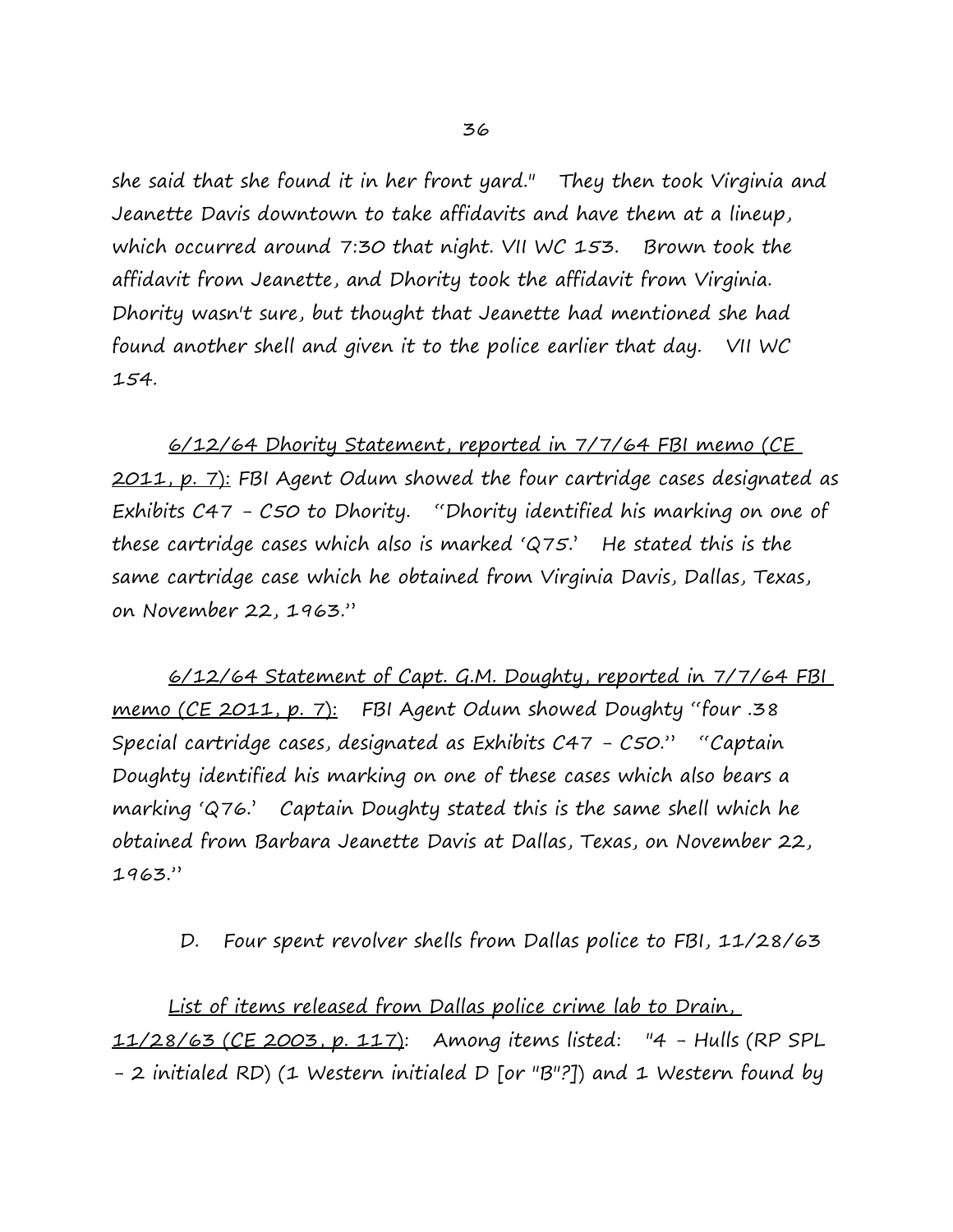she said that she found it in her front yard." They then took Virginia and Jeanette Davis downtown to take affidavits and have them at a lineup, which occurred around 7:30 that night. VII WC 153. Brown took the affidavit from Jeanette, and Dhority took the affidavit from Virginia. Dhority wasn't sure, but thought that Jeanette had mentioned she had found another shell and given it to the police earlier that day. VII WC 154.

<u>6/12/64 Dhority Statement, reported in 7/7/64 FBI memo (CE 2011, p. 7):</u> FBI Agent Odum showed the four cartridge cases designated as Exhibits C47 - C50 to Dhority. "Dhority identified his marking on one of these cartridge cases which also is marked 'Q75.' He stated this is the same cartridge case which he obtained from Virginia Davis, Dallas, Texas, on November 22, 1963."

<u>6/12/64 Statement of Capt. G.M. Doughty, reported in 7/7/64 FBI memo (CE 2011, p. 7):</u> FBI Agent Odum showed Doughty "four .38 Special cartridge cases, designated as Exhibits C47 - C50." "Captain Doughty identified his marking on one of these cases which also bears a marking 'Q76.' Captain Doughty stated this is the same shell which he obtained from Barbara Jeanette Davis at Dallas, Texas, on November 22, 1963."

D. Four spent revolver shells from Dallas police to FBI, 11/28/63

<u>List of items released from Dallas police crime lab to Drain, 11/28/63 (CE 2003, p. 117)</u>: Among items listed: "4 - Hulls (RP SPL - 2 initialed RD) (1 Western initialed D [or "B"?]) and 1 Western found by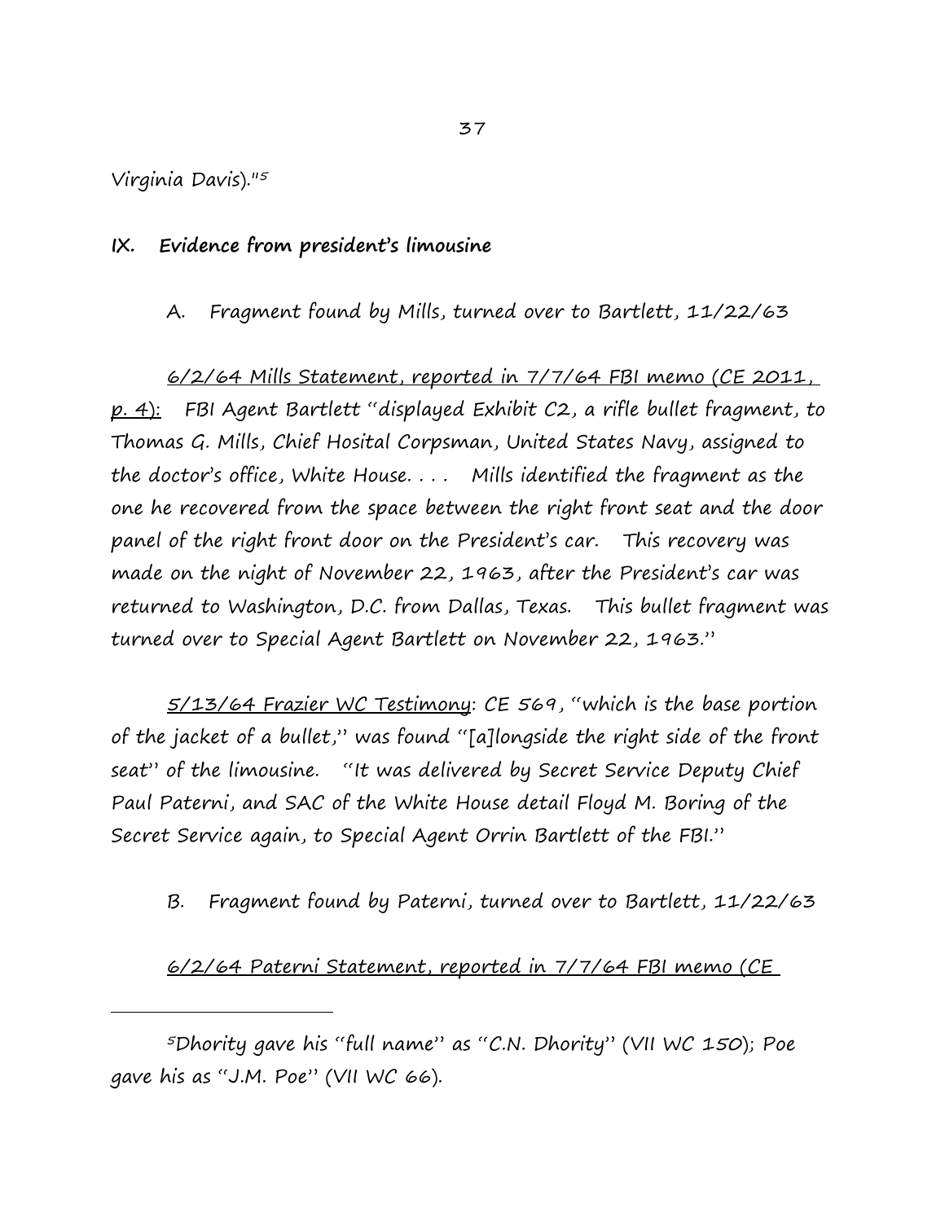Virginia Davis)."[5]

## IX. Evidence from president's limousine

A. Fragment found by Mills, turned over to Bartlett, 11/22/63

<u>6/2/64 Mills Statement, reported in 7/7/64 FBI memo (CE 2011, p. 4):</u> FBI Agent Bartlett "displayed Exhibit C2, a rifle bullet fragment, to Thomas G. Mills, Chief Hosital Corpsman, United States Navy, assigned to the doctor's office, White House. . . . Mills identified the fragment as the one he recovered from the space between the right front seat and the door panel of the right front door on the President's car. This recovery was made on the night of November 22, 1963, after the President's car was returned to Washington, D.C. from Dallas, Texas. This bullet fragment was turned over to Special Agent Bartlett on November 22, 1963."

<u>5/13/64 Frazier WC Testimony</u>: CE 569, "which is the base portion of the jacket of a bullet," was found "[a]longside the right side of the front seat" of the limousine. "It was delivered by Secret Service Deputy Chief Paul Paterni, and SAC of the White House detail Floyd M. Boring of the Secret Service again, to Special Agent Orrin Bartlett of the FBI."

B. Fragment found by Paterni, turned over to Bartlett, 11/22/63

<u>6/2/64 Paterni Statement, reported in 7/7/64 FBI memo (CE</u>

---

[5] Dhority gave his "full name" as "C.N. Dhority" (VII WC 150); Poe gave his as "J.M. Poe" (VII WC 66).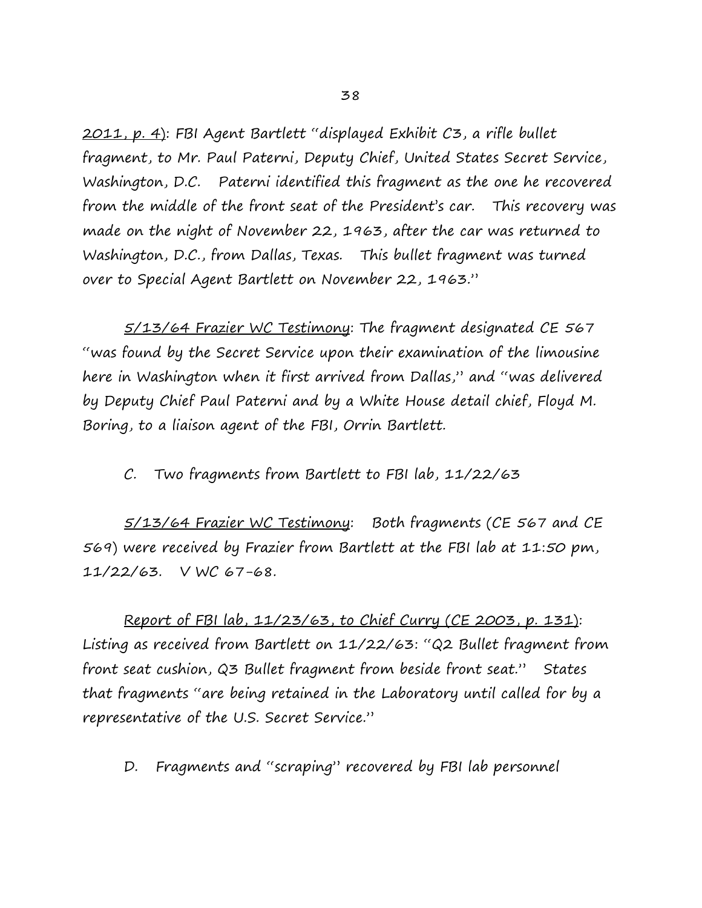2011, p. 4): FBI Agent Bartlett "displayed Exhibit C3, a rifle bullet fragment, to Mr. Paul Paterni, Deputy Chief, United States Secret Service, Washington, D.C. Paterni identified this fragment as the one he recovered from the middle of the front seat of the President's car. This recovery was made on the night of November 22, 1963, after the car was returned to Washington, D.C., from Dallas, Texas. This bullet fragment was turned over to Special Agent Bartlett on November 22, 1963."

5/13/64 Frazier WC Testimony: The fragment designated CE 567 "was found by the Secret Service upon their examination of the limousine here in Washington when it first arrived from Dallas," and "was delivered by Deputy Chief Paul Paterni and by a White House detail chief, Floyd M. Boring, to a liaison agent of the FBI, Orrin Bartlett.

C. Two fragments from Bartlett to FBI lab, 11/22/63

5/13/64 Frazier WC Testimony: Both fragments (CE 567 and CE 569) were received by Frazier from Bartlett at the FBI lab at 11:50 pm, 11/22/63. V WC 67-68.

Report of FBI lab, 11/23/63, to Chief Curry (CE 2003, p. 131): Listing as received from Bartlett on 11/22/63: "Q2 Bullet fragment from front seat cushion, Q3 Bullet fragment from beside front seat." States that fragments "are being retained in the Laboratory until called for by a representative of the U.S. Secret Service."

D. Fragments and "scraping" recovered by FBI lab personnel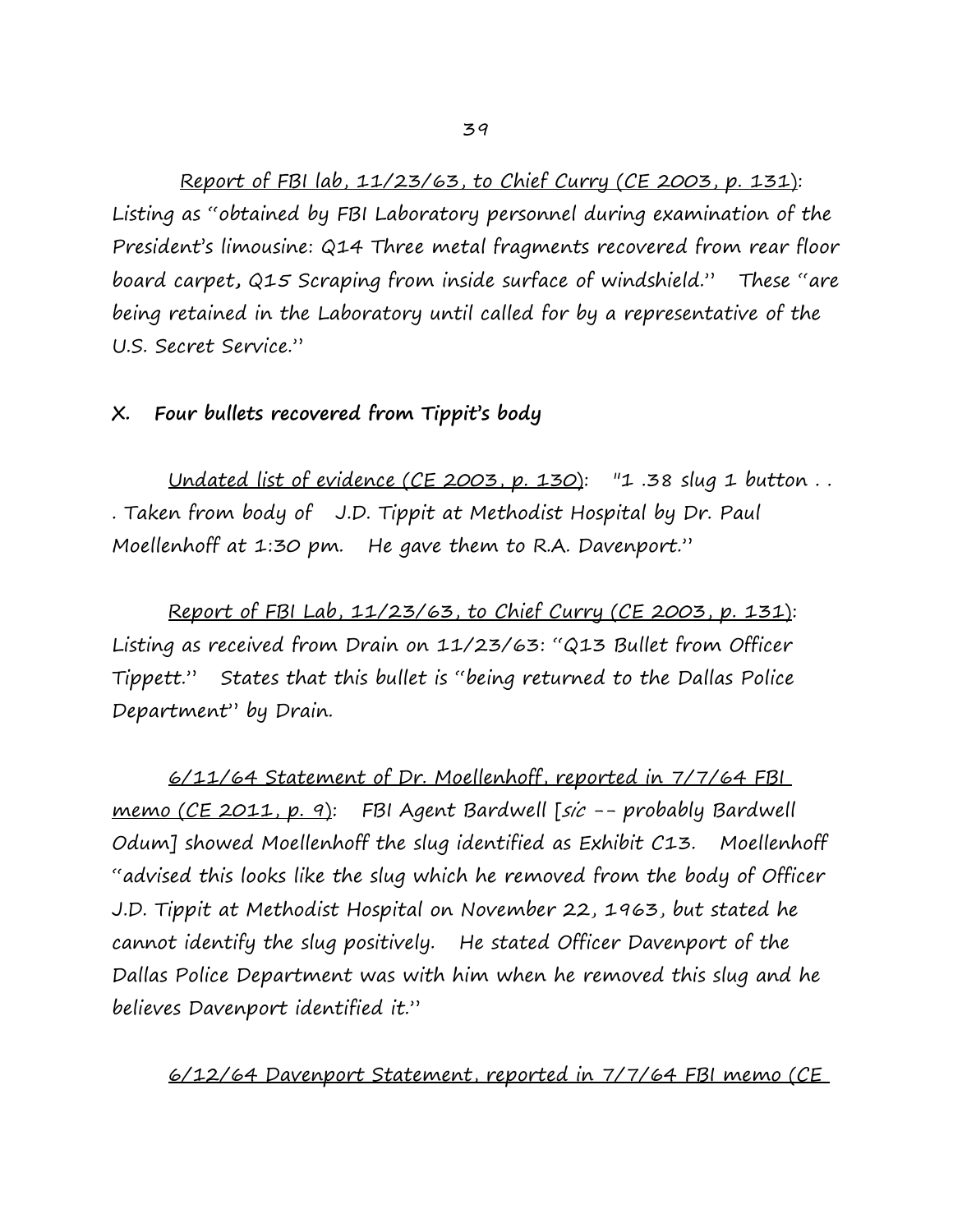Report of FBI lab, 11/23/63, to Chief Curry (CE 2003, p. 131): Listing as "obtained by FBI Laboratory personnel during examination of the President's limousine: Q14 Three metal fragments recovered from rear floor board carpet, Q15 Scraping from inside surface of windshield." These "are being retained in the Laboratory until called for by a representative of the U.S. Secret Service."

## X. Four bullets recovered from Tippit's body

Undated list of evidence (CE 2003, p. 130): "1 .38 slug 1 button . . . Taken from body of J.D. Tippit at Methodist Hospital by Dr. Paul Moellenhoff at 1:30 pm. He gave them to R.A. Davenport."

Report of FBI Lab, 11/23/63, to Chief Curry (CE 2003, p. 131): Listing as received from Drain on 11/23/63: "Q13 Bullet from Officer Tippett." States that this bullet is "being returned to the Dallas Police Department" by Drain.

6/11/64 Statement of Dr. Moellenhoff, reported in 7/7/64 FBI memo (CE 2011, p. 9): FBI Agent Bardwell [*sic* -- probably Bardwell Odum] showed Moellenhoff the slug identified as Exhibit C13. Moellenhoff "advised this looks like the slug which he removed from the body of Officer J.D. Tippit at Methodist Hospital on November 22, 1963, but stated he cannot identify the slug positively. He stated Officer Davenport of the Dallas Police Department was with him when he removed this slug and he believes Davenport identified it."

6/12/64 Davenport Statement, reported in 7/7/64 FBI memo (CE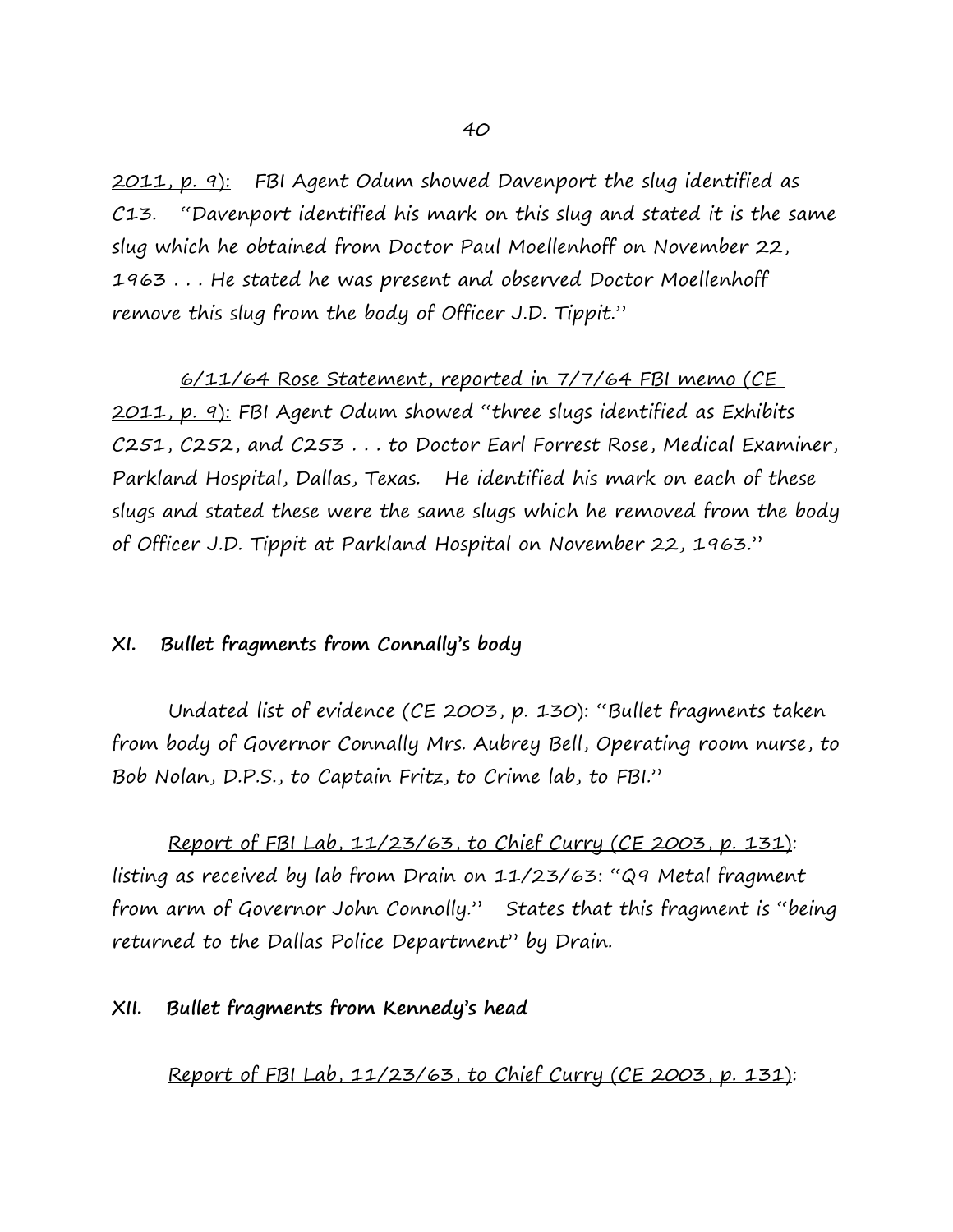2011, p. 9): FBI Agent Odum showed Davenport the slug identified as C13. "Davenport identified his mark on this slug and stated it is the same slug which he obtained from Doctor Paul Moellenhoff on November 22, 1963 . . . He stated he was present and observed Doctor Moellenhoff remove this slug from the body of Officer J.D. Tippit."

<u>6/11/64 Rose Statement, reported in 7/7/64 FBI memo (CE 2011, p. 9):</u> FBI Agent Odum showed "three slugs identified as Exhibits C251, C252, and C253 . . . to Doctor Earl Forrest Rose, Medical Examiner, Parkland Hospital, Dallas, Texas. He identified his mark on each of these slugs and stated these were the same slugs which he removed from the body of Officer J.D. Tippit at Parkland Hospital on November 22, 1963."

## XI. Bullet fragments from Connally's body

<u>Undated list of evidence (CE 2003, p. 130)</u>: "Bullet fragments taken from body of Governor Connally Mrs. Aubrey Bell, Operating room nurse, to Bob Nolan, D.P.S., to Captain Fritz, to Crime lab, to FBI."

<u>Report of FBI Lab, 11/23/63, to Chief Curry (CE 2003, p. 131)</u>: listing as received by lab from Drain on 11/23/63: "Q9 Metal fragment from arm of Governor John Connolly." States that this fragment is "being returned to the Dallas Police Department" by Drain.

## XII. Bullet fragments from Kennedy's head

<u>Report of FBI Lab, 11/23/63, to Chief Curry (CE 2003, p. 131)</u>: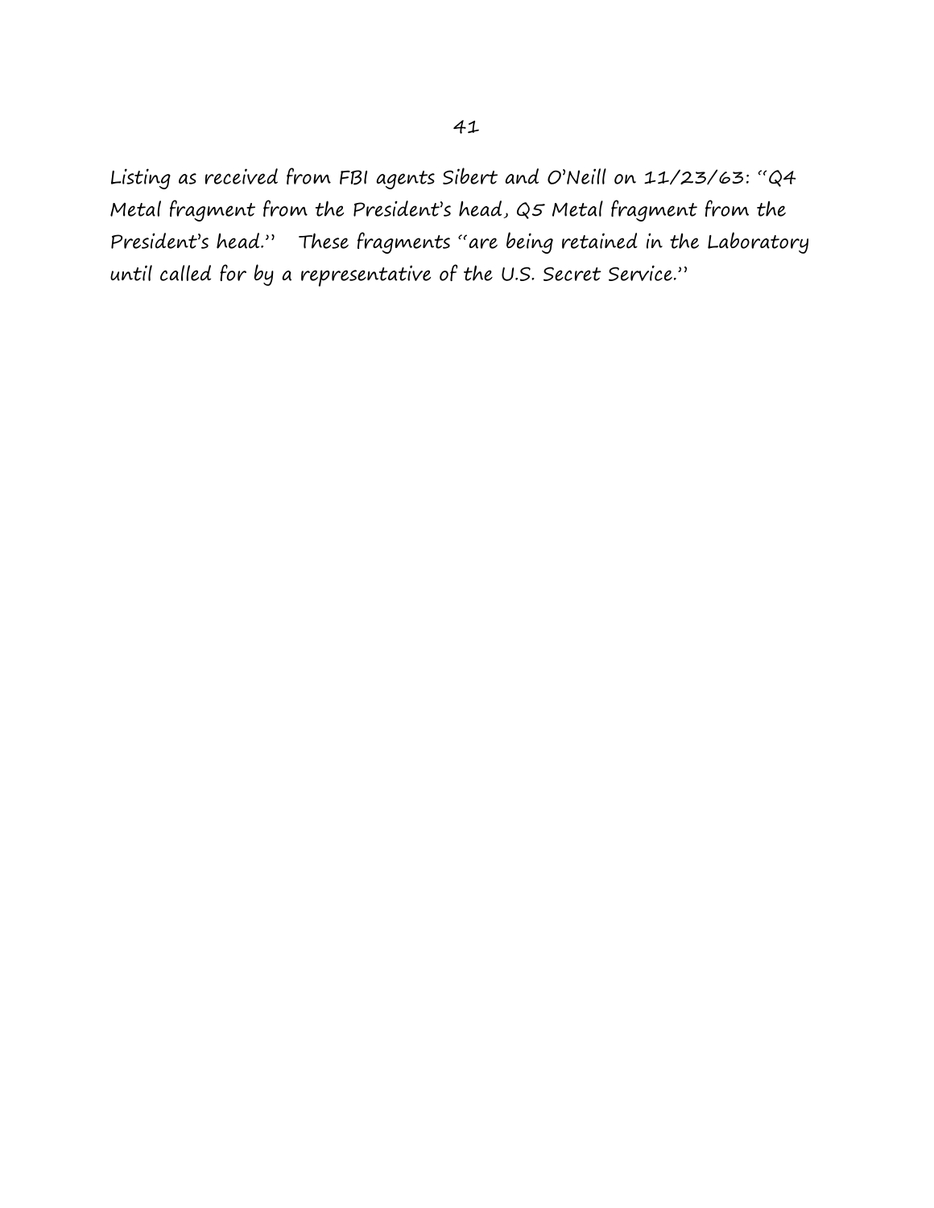Listing as received from FBI agents Sibert and O'Neill on 11/23/63: "Q4 Metal fragment from the President's head, Q5 Metal fragment from the President's head." These fragments "are being retained in the Laboratory until called for by a representative of the U.S. Secret Service."